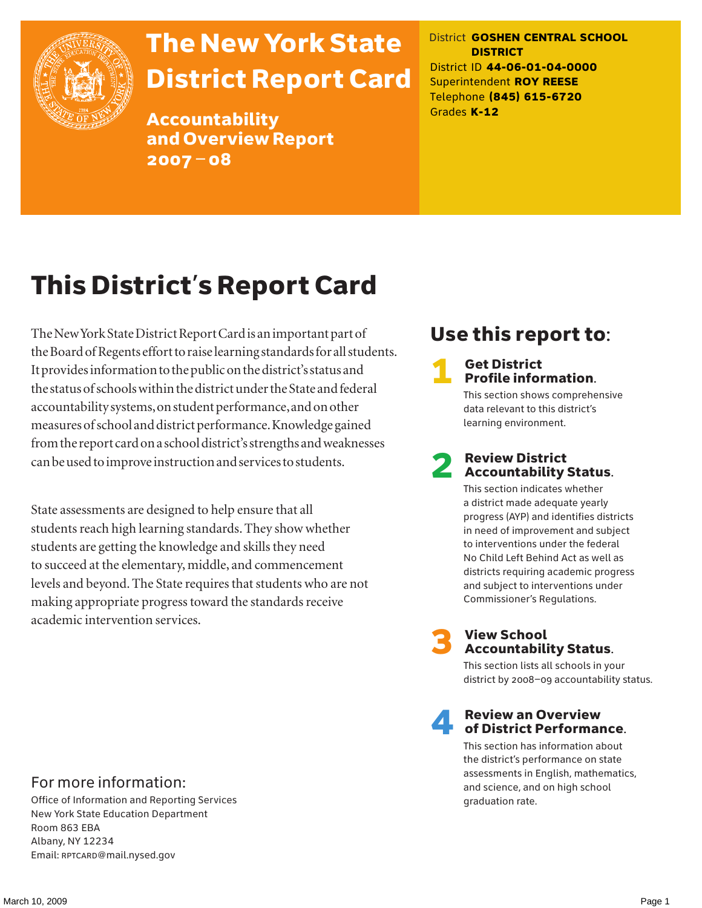# The New York State District Report Card

## Accountability and Overview Report 2007 – 08

District **GOSHEN CENTRAL SCHOOL DISTRICT**
District ID **44-06-01-04-0000**
Superintendent **ROY REESE**
Telephone **(845) 615-6720**
Grades **K-12**

# This District's Report Card

The New York State District Report Card is an important part of the Board of Regents effort to raise learning standards for all students. It provides information to the public on the district's status and the status of schools within the district under the State and federal accountability systems, on student performance, and on other measures of school and district performance. Knowledge gained from the report card on a school district's strengths and weaknesses can be used to improve instruction and services to students.

State assessments are designed to help ensure that all students reach high learning standards. They show whether students are getting the knowledge and skills they need to succeed at the elementary, middle, and commencement levels and beyond. The State requires that students who are not making appropriate progress toward the standards receive academic intervention services.

## Use this report to:

**1 Get District Profile information.**
This section shows comprehensive data relevant to this district's learning environment.

**2 Review District Accountability Status.**
This section indicates whether a district made adequate yearly progress (AYP) and identifies districts in need of improvement and subject to interventions under the federal No Child Left Behind Act as well as districts requiring academic progress and subject to interventions under Commissioner's Regulations.

**3 View School Accountability Status.**
This section lists all schools in your district by 2008–09 accountability status.

**4 Review an Overview of District Performance.**
This section has information about the district's performance on state assessments in English, mathematics, and science, and on high school graduation rate.

For more information:
Office of Information and Reporting Services
New York State Education Department
Room 863 EBA
Albany, NY 12234
Email: RPTCARD@mail.nysed.gov

March 10, 2009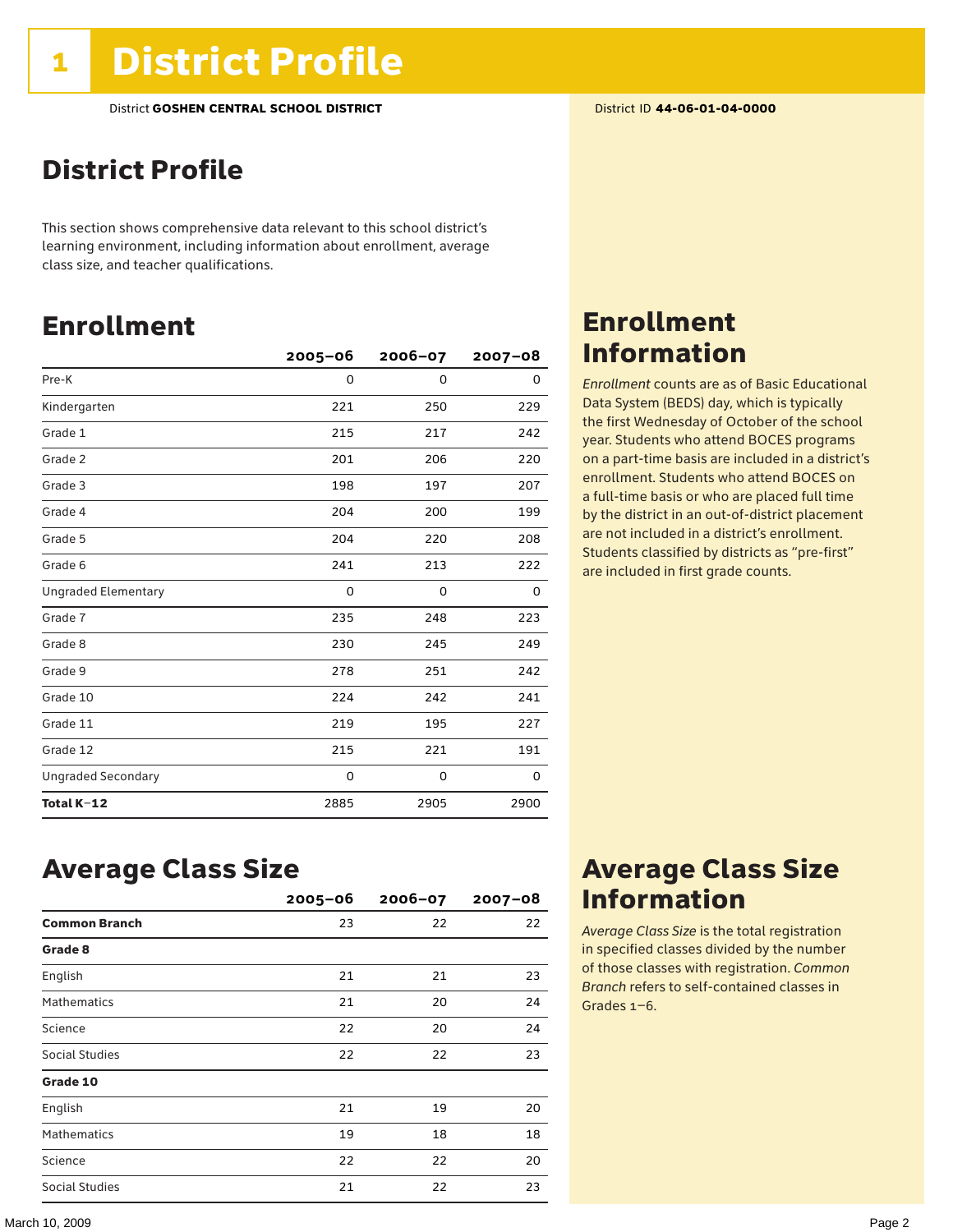# 1 District Profile

District **GOSHEN CENTRAL SCHOOL DISTRICT**

District ID **44-06-01-04-0000**

## District Profile

This section shows comprehensive data relevant to this school district's learning environment, including information about enrollment, average class size, and teacher qualifications.

## Enrollment

| | 2005–06 | 2006–07 | 2007–08 |
|---|---|---|---|
| Pre-K | 0 | 0 | 0 |
| Kindergarten | 221 | 250 | 229 |
| Grade 1 | 215 | 217 | 242 |
| Grade 2 | 201 | 206 | 220 |
| Grade 3 | 198 | 197 | 207 |
| Grade 4 | 204 | 200 | 199 |
| Grade 5 | 204 | 220 | 208 |
| Grade 6 | 241 | 213 | 222 |
| Ungraded Elementary | 0 | 0 | 0 |
| Grade 7 | 235 | 248 | 223 |
| Grade 8 | 230 | 245 | 249 |
| Grade 9 | 278 | 251 | 242 |
| Grade 10 | 224 | 242 | 241 |
| Grade 11 | 219 | 195 | 227 |
| Grade 12 | 215 | 221 | 191 |
| Ungraded Secondary | 0 | 0 | 0 |
| **Total K–12** | 2885 | 2905 | 2900 |

## Enrollment Information

*Enrollment* counts are as of Basic Educational Data System (BEDS) day, which is typically the first Wednesday of October of the school year. Students who attend BOCES programs on a part-time basis are included in a district's enrollment. Students who attend BOCES on a full-time basis or who are placed full time by the district in an out-of-district placement are not included in a district's enrollment. Students classified by districts as "pre-first" are included in first grade counts.

## Average Class Size

| | 2005–06 | 2006–07 | 2007–08 |
|---|---|---|---|
| **Common Branch** | 23 | 22 | 22 |
| **Grade 8** | | | |
| English | 21 | 21 | 23 |
| Mathematics | 21 | 20 | 24 |
| Science | 22 | 20 | 24 |
| Social Studies | 22 | 22 | 23 |
| **Grade 10** | | | |
| English | 21 | 19 | 20 |
| Mathematics | 19 | 18 | 18 |
| Science | 22 | 22 | 20 |
| Social Studies | 21 | 22 | 23 |

## Average Class Size Information

*Average Class Size* is the total registration in specified classes divided by the number of those classes with registration. *Common Branch* refers to self-contained classes in Grades 1–6.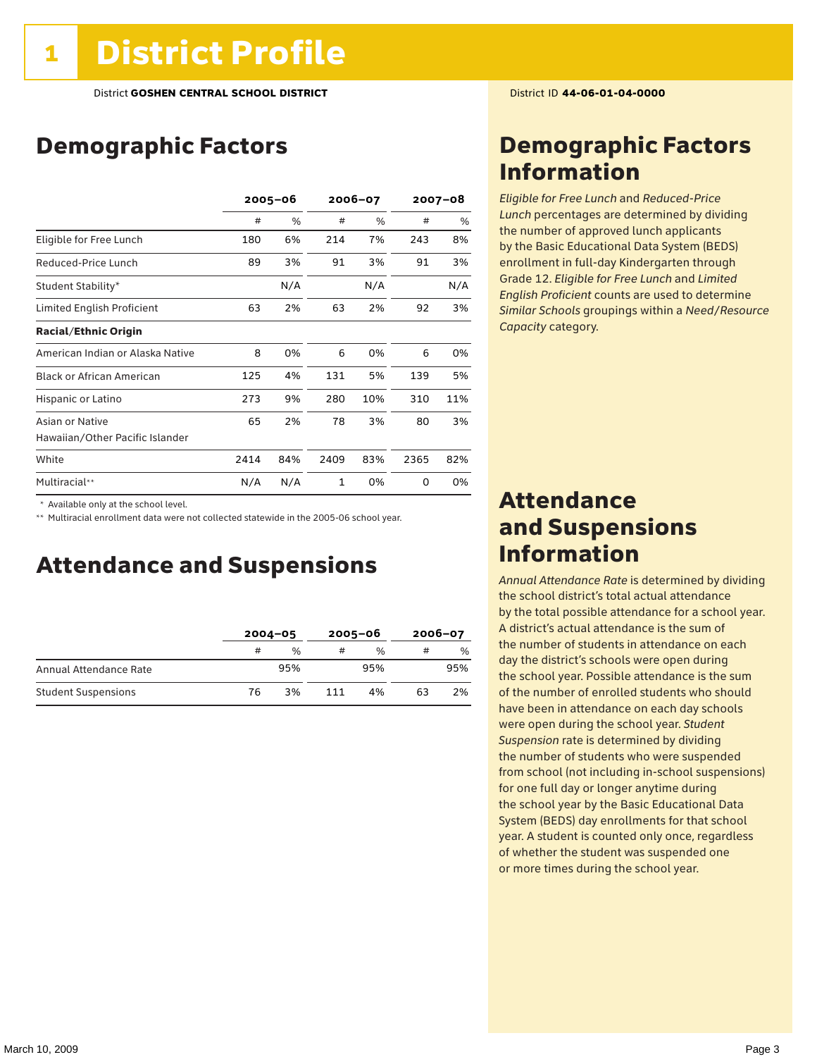# 1 District Profile

District **GOSHEN CENTRAL SCHOOL DISTRICT**

District ID **44-06-01-04-0000**

## Demographic Factors

| | 2005–06 | | 2006–07 | | 2007–08 | |
|---|---|---|---|---|---|---|
| | # | % | # | % | # | % |
| Eligible for Free Lunch | 180 | 6% | 214 | 7% | 243 | 8% |
| Reduced-Price Lunch | 89 | 3% | 91 | 3% | 91 | 3% |
| Student Stability* | | N/A | | N/A | | N/A |
| Limited English Proficient | 63 | 2% | 63 | 2% | 92 | 3% |
| **Racial/Ethnic Origin** | | | | | | |
| American Indian or Alaska Native | 8 | 0% | 6 | 0% | 6 | 0% |
| Black or African American | 125 | 4% | 131 | 5% | 139 | 5% |
| Hispanic or Latino | 273 | 9% | 280 | 10% | 310 | 11% |
| Asian or Native Hawaiian/Other Pacific Islander | 65 | 2% | 78 | 3% | 80 | 3% |
| White | 2414 | 84% | 2409 | 83% | 2365 | 82% |
| Multiracial** | N/A | N/A | 1 | 0% | 0 | 0% |

\* Available only at the school level.

\** Multiracial enrollment data were not collected statewide in the 2005-06 school year.

## Attendance and Suspensions

| | 2004–05 | | 2005–06 | | 2006–07 | |
|---|---|---|---|---|---|---|
| | # | % | # | % | # | % |
| Annual Attendance Rate | | 95% | | 95% | | 95% |
| Student Suspensions | 76 | 3% | 111 | 4% | 63 | 2% |

## Demographic Factors Information

*Eligible for Free Lunch* and *Reduced-Price Lunch* percentages are determined by dividing the number of approved lunch applicants by the Basic Educational Data System (BEDS) enrollment in full-day Kindergarten through Grade 12. *Eligible for Free Lunch* and *Limited English Proficient* counts are used to determine *Similar Schools* groupings within a *Need/Resource Capacity* category.

## Attendance and Suspensions Information

*Annual Attendance Rate* is determined by dividing the school district's total actual attendance by the total possible attendance for a school year. A district's actual attendance is the sum of the number of students in attendance on each day the district's schools were open during the school year. Possible attendance is the sum of the number of enrolled students who should have been in attendance on each day schools were open during the school year. *Student Suspension* rate is determined by dividing the number of students who were suspended from school (not including in-school suspensions) for one full day or longer anytime during the school year by the Basic Educational Data System (BEDS) day enrollments for that school year. A student is counted only once, regardless of whether the student was suspended one or more times during the school year.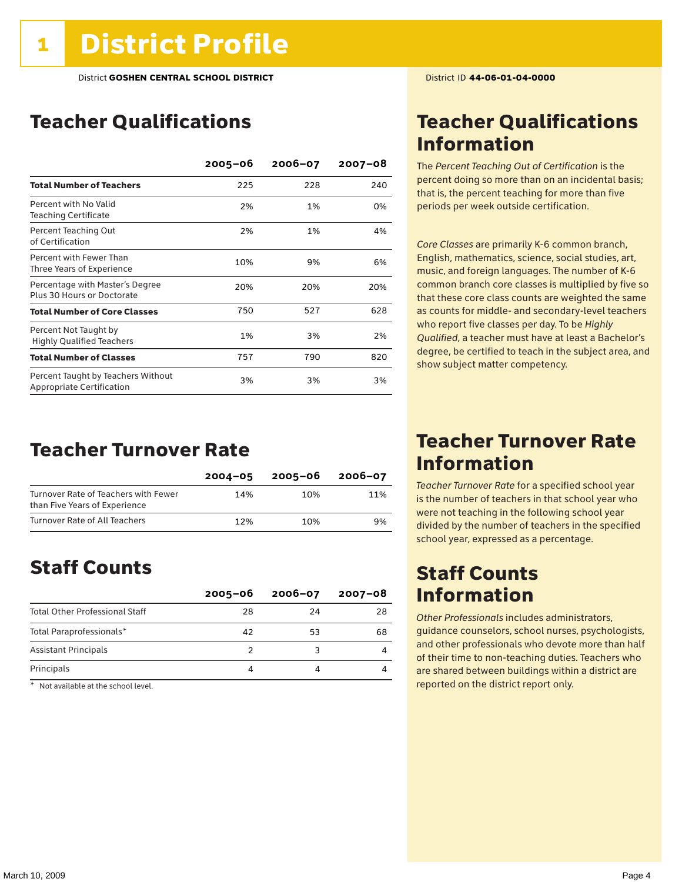# 1 District Profile

District **GOSHEN CENTRAL SCHOOL DISTRICT**

District ID **44-06-01-04-0000**

## Teacher Qualifications

| | 2005–06 | 2006–07 | 2007–08 |
|---|---|---|---|
| **Total Number of Teachers** | 225 | 228 | 240 |
| Percent with No Valid Teaching Certificate | 2% | 1% | 0% |
| Percent Teaching Out of Certification | 2% | 1% | 4% |
| Percent with Fewer Than Three Years of Experience | 10% | 9% | 6% |
| Percentage with Master's Degree Plus 30 Hours or Doctorate | 20% | 20% | 20% |
| **Total Number of Core Classes** | 750 | 527 | 628 |
| Percent Not Taught by Highly Qualified Teachers | 1% | 3% | 2% |
| **Total Number of Classes** | 757 | 790 | 820 |
| Percent Taught by Teachers Without Appropriate Certification | 3% | 3% | 3% |

## Teacher Qualifications Information

The *Percent Teaching Out of Certification* is the percent doing so more than on an incidental basis; that is, the percent teaching for more than five periods per week outside certification.

*Core Classes* are primarily K-6 common branch, English, mathematics, science, social studies, art, music, and foreign languages. The number of K-6 common branch core classes is multiplied by five so that these core class counts are weighted the same as counts for middle- and secondary-level teachers who report five classes per day. To be *Highly Qualified*, a teacher must have at least a Bachelor's degree, be certified to teach in the subject area, and show subject matter competency.

## Teacher Turnover Rate

| | 2004–05 | 2005–06 | 2006–07 |
|---|---|---|---|
| Turnover Rate of Teachers with Fewer than Five Years of Experience | 14% | 10% | 11% |
| Turnover Rate of All Teachers | 12% | 10% | 9% |

## Teacher Turnover Rate Information

*Teacher Turnover Rate* for a specified school year is the number of teachers in that school year who were not teaching in the following school year divided by the number of teachers in the specified school year, expressed as a percentage.

## Staff Counts

| | 2005–06 | 2006–07 | 2007–08 |
|---|---|---|---|
| Total Other Professional Staff | 28 | 24 | 28 |
| Total Paraprofessionals* | 42 | 53 | 68 |
| Assistant Principals | 2 | 3 | 4 |
| Principals | 4 | 4 | 4 |

\* Not available at the school level.

## Staff Counts Information

*Other Professionals* includes administrators, guidance counselors, school nurses, psychologists, and other professionals who devote more than half of their time to non-teaching duties. Teachers who are shared between buildings within a district are reported on the district report only.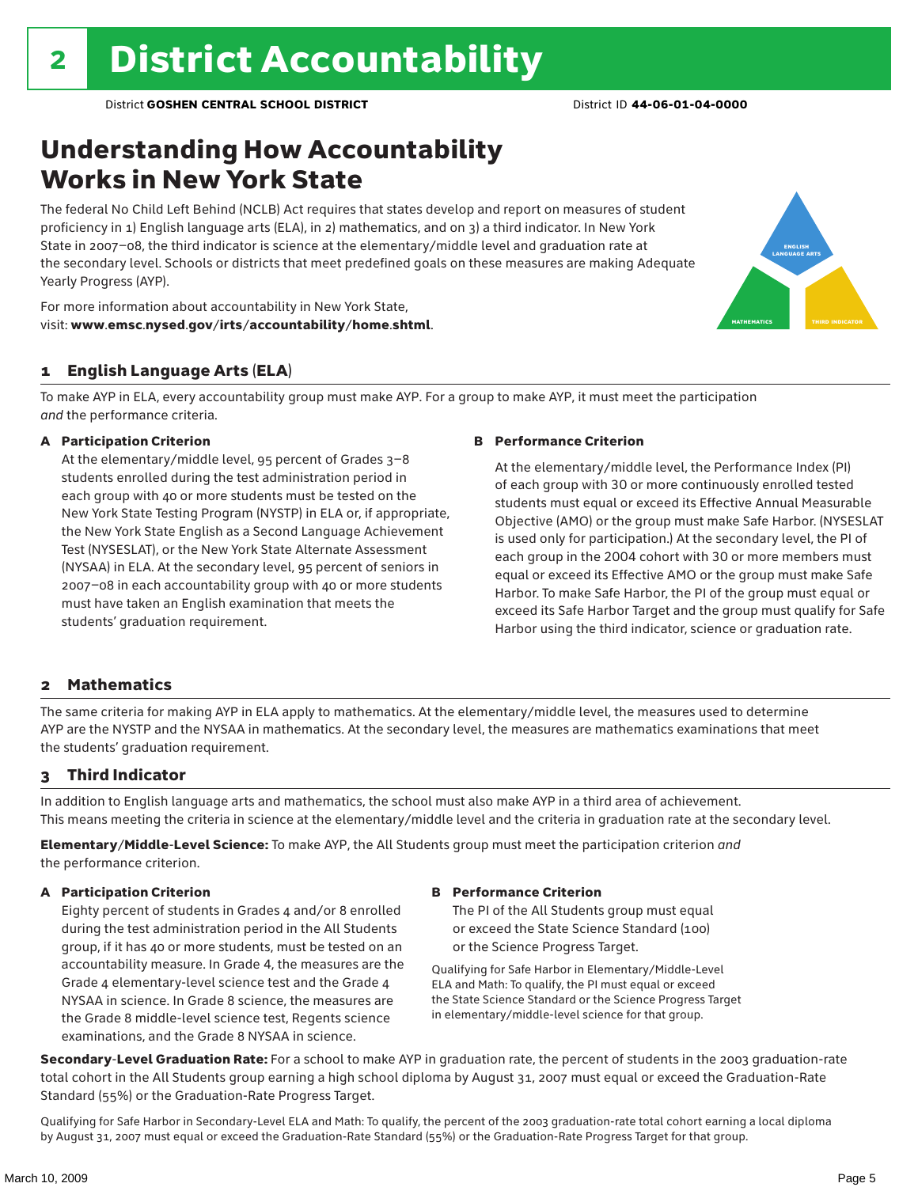# 2 District Accountability

District **GOSHEN CENTRAL SCHOOL DISTRICT** District ID **44-06-01-04-0000**

## Understanding How Accountability Works in New York State

The federal No Child Left Behind (NCLB) Act requires that states develop and report on measures of student proficiency in 1) English language arts (ELA), in 2) mathematics, and on 3) a third indicator. In New York State in 2007–08, the third indicator is science at the elementary/middle level and graduation rate at the secondary level. Schools or districts that meet predefined goals on these measures are making Adequate Yearly Progress (AYP).

For more information about accountability in New York State, visit: **www.emsc.nysed.gov/irts/accountability/home.shtml**.

### 1 English Language Arts (ELA)

To make AYP in ELA, every accountability group must make AYP. For a group to make AYP, it must meet the participation *and* the performance criteria.

**A Participation Criterion**

At the elementary/middle level, 95 percent of Grades 3–8 students enrolled during the test administration period in each group with 40 or more students must be tested on the New York State Testing Program (NYSTP) in ELA or, if appropriate, the New York State English as a Second Language Achievement Test (NYSESLAT), or the New York State Alternate Assessment (NYSAA) in ELA. At the secondary level, 95 percent of seniors in 2007–08 in each accountability group with 40 or more students must have taken an English examination that meets the students' graduation requirement.

**B Performance Criterion**

At the elementary/middle level, the Performance Index (PI) of each group with 30 or more continuously enrolled tested students must equal or exceed its Effective Annual Measurable Objective (AMO) or the group must make Safe Harbor. (NYSESLAT is used only for participation.) At the secondary level, the PI of each group in the 2004 cohort with 30 or more members must equal or exceed its Effective AMO or the group must make Safe Harbor. To make Safe Harbor, the PI of the group must equal or exceed its Safe Harbor Target and the group must qualify for Safe Harbor using the third indicator, science or graduation rate.

### 2 Mathematics

The same criteria for making AYP in ELA apply to mathematics. At the elementary/middle level, the measures used to determine AYP are the NYSTP and the NYSAA in mathematics. At the secondary level, the measures are mathematics examinations that meet the students' graduation requirement.

### 3 Third Indicator

In addition to English language arts and mathematics, the school must also make AYP in a third area of achievement. This means meeting the criteria in science at the elementary/middle level and the criteria in graduation rate at the secondary level.

**Elementary/Middle-Level Science:** To make AYP, the All Students group must meet the participation criterion *and* the performance criterion.

**A Participation Criterion**

Eighty percent of students in Grades 4 and/or 8 enrolled during the test administration period in the All Students group, if it has 40 or more students, must be tested on an accountability measure. In Grade 4, the measures are the Grade 4 elementary-level science test and the Grade 4 NYSAA in science. In Grade 8 science, the measures are the Grade 8 middle-level science test, Regents science examinations, and the Grade 8 NYSAA in science.

**B Performance Criterion**

The PI of the All Students group must equal or exceed the State Science Standard (100) or the Science Progress Target.

Qualifying for Safe Harbor in Elementary/Middle-Level ELA and Math: To qualify, the PI must equal or exceed the State Science Standard or the Science Progress Target in elementary/middle-level science for that group.

**Secondary-Level Graduation Rate:** For a school to make AYP in graduation rate, the percent of students in the 2003 graduation-rate total cohort in the All Students group earning a high school diploma by August 31, 2007 must equal or exceed the Graduation-Rate Standard (55%) or the Graduation-Rate Progress Target.

Qualifying for Safe Harbor in Secondary-Level ELA and Math: To qualify, the percent of the 2003 graduation-rate total cohort earning a local diploma by August 31, 2007 must equal or exceed the Graduation-Rate Standard (55%) or the Graduation-Rate Progress Target for that group.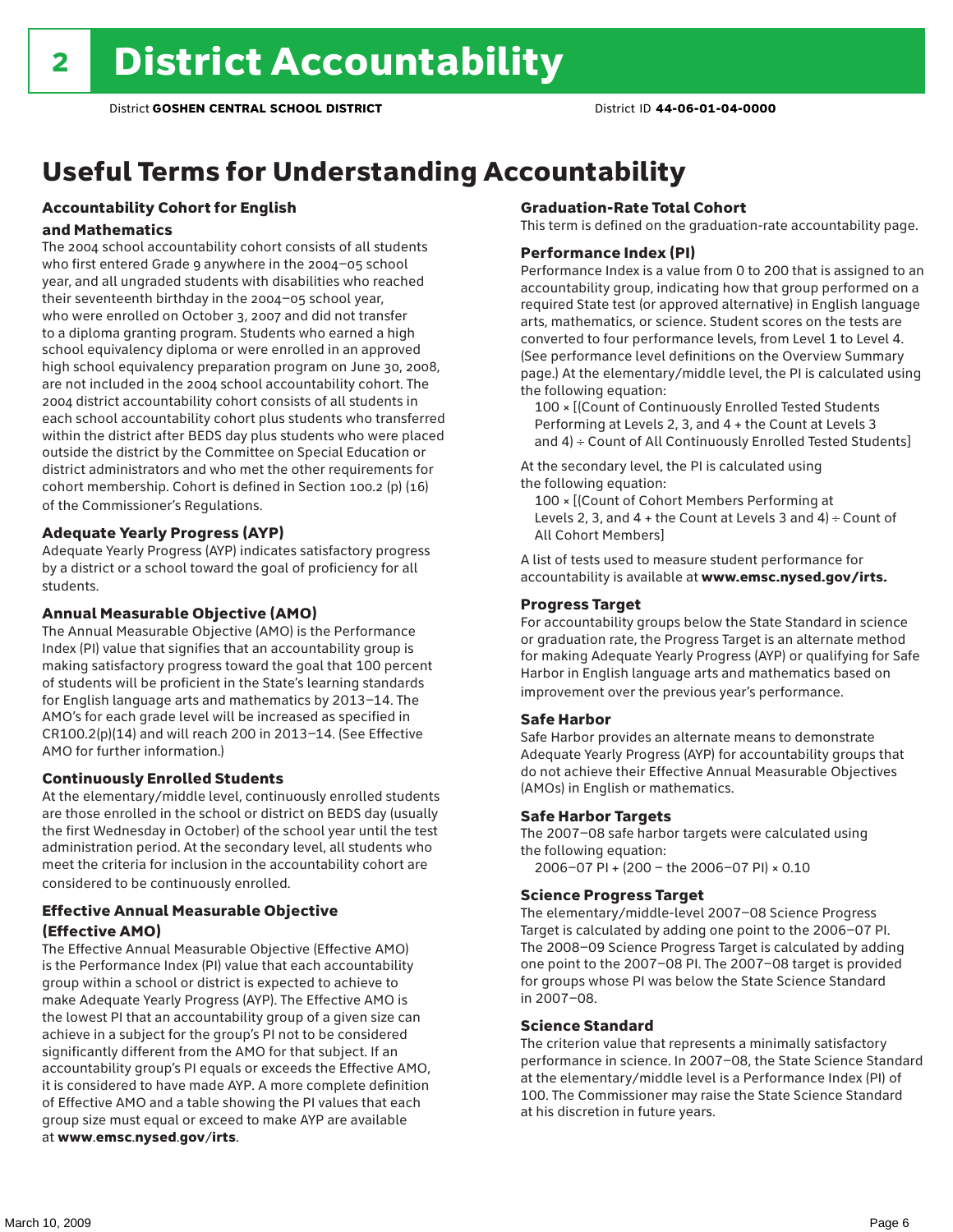# 2 District Accountability

District **GOSHEN CENTRAL SCHOOL DISTRICT** District ID **44-06-01-04-0000**

## Useful Terms for Understanding Accountability

### Accountability Cohort for English and Mathematics

The 2004 school accountability cohort consists of all students who first entered Grade 9 anywhere in the 2004–05 school year, and all ungraded students with disabilities who reached their seventeenth birthday in the 2004–05 school year, who were enrolled on October 3, 2007 and did not transfer to a diploma granting program. Students who earned a high school equivalency diploma or were enrolled in an approved high school equivalency preparation program on June 30, 2008, are not included in the 2004 school accountability cohort. The 2004 district accountability cohort consists of all students in each school accountability cohort plus students who transferred within the district after BEDS day plus students who were placed outside the district by the Committee on Special Education or district administrators and who met the other requirements for cohort membership. Cohort is defined in Section 100.2 (p) (16) of the Commissioner's Regulations.

### Adequate Yearly Progress (AYP)

Adequate Yearly Progress (AYP) indicates satisfactory progress by a district or a school toward the goal of proficiency for all students.

### Annual Measurable Objective (AMO)

The Annual Measurable Objective (AMO) is the Performance Index (PI) value that signifies that an accountability group is making satisfactory progress toward the goal that 100 percent of students will be proficient in the State's learning standards for English language arts and mathematics by 2013–14. The AMO's for each grade level will be increased as specified in CR100.2(p)(14) and will reach 200 in 2013–14. (See Effective AMO for further information.)

### Continuously Enrolled Students

At the elementary/middle level, continuously enrolled students are those enrolled in the school or district on BEDS day (usually the first Wednesday in October) of the school year until the test administration period. At the secondary level, all students who meet the criteria for inclusion in the accountability cohort are considered to be continuously enrolled.

### Effective Annual Measurable Objective (Effective AMO)

The Effective Annual Measurable Objective (Effective AMO) is the Performance Index (PI) value that each accountability group within a school or district is expected to achieve to make Adequate Yearly Progress (AYP). The Effective AMO is the lowest PI that an accountability group of a given size can achieve in a subject for the group's PI not to be considered significantly different from the AMO for that subject. If an accountability group's PI equals or exceeds the Effective AMO, it is considered to have made AYP. A more complete definition of Effective AMO and a table showing the PI values that each group size must equal or exceed to make AYP are available at **www.emsc.nysed.gov/irts**.

### Graduation-Rate Total Cohort

This term is defined on the graduation-rate accountability page.

### Performance Index (PI)

Performance Index is a value from 0 to 200 that is assigned to an accountability group, indicating how that group performed on a required State test (or approved alternative) in English language arts, mathematics, or science. Student scores on the tests are converted to four performance levels, from Level 1 to Level 4. (See performance level definitions on the Overview Summary page.) At the elementary/middle level, the PI is calculated using the following equation:

100 × [(Count of Continuously Enrolled Tested Students Performing at Levels 2, 3, and 4 + the Count at Levels 3 and 4) ÷ Count of All Continuously Enrolled Tested Students]

At the secondary level, the PI is calculated using the following equation:

100 × [(Count of Cohort Members Performing at Levels 2, 3, and 4 + the Count at Levels 3 and 4) ÷ Count of All Cohort Members]

A list of tests used to measure student performance for accountability is available at **www.emsc.nysed.gov/irts.**

### Progress Target

For accountability groups below the State Standard in science or graduation rate, the Progress Target is an alternate method for making Adequate Yearly Progress (AYP) or qualifying for Safe Harbor in English language arts and mathematics based on improvement over the previous year's performance.

### Safe Harbor

Safe Harbor provides an alternate means to demonstrate Adequate Yearly Progress (AYP) for accountability groups that do not achieve their Effective Annual Measurable Objectives (AMOs) in English or mathematics.

### Safe Harbor Targets

The 2007–08 safe harbor targets were calculated using the following equation:

2006–07 PI + (200 – the 2006–07 PI) × 0.10

### Science Progress Target

The elementary/middle-level 2007–08 Science Progress Target is calculated by adding one point to the 2006–07 PI. The 2008–09 Science Progress Target is calculated by adding one point to the 2007–08 PI. The 2007–08 target is provided for groups whose PI was below the State Science Standard in 2007–08.

### Science Standard

The criterion value that represents a minimally satisfactory performance in science. In 2007–08, the State Science Standard at the elementary/middle level is a Performance Index (PI) of 100. The Commissioner may raise the State Science Standard at his discretion in future years.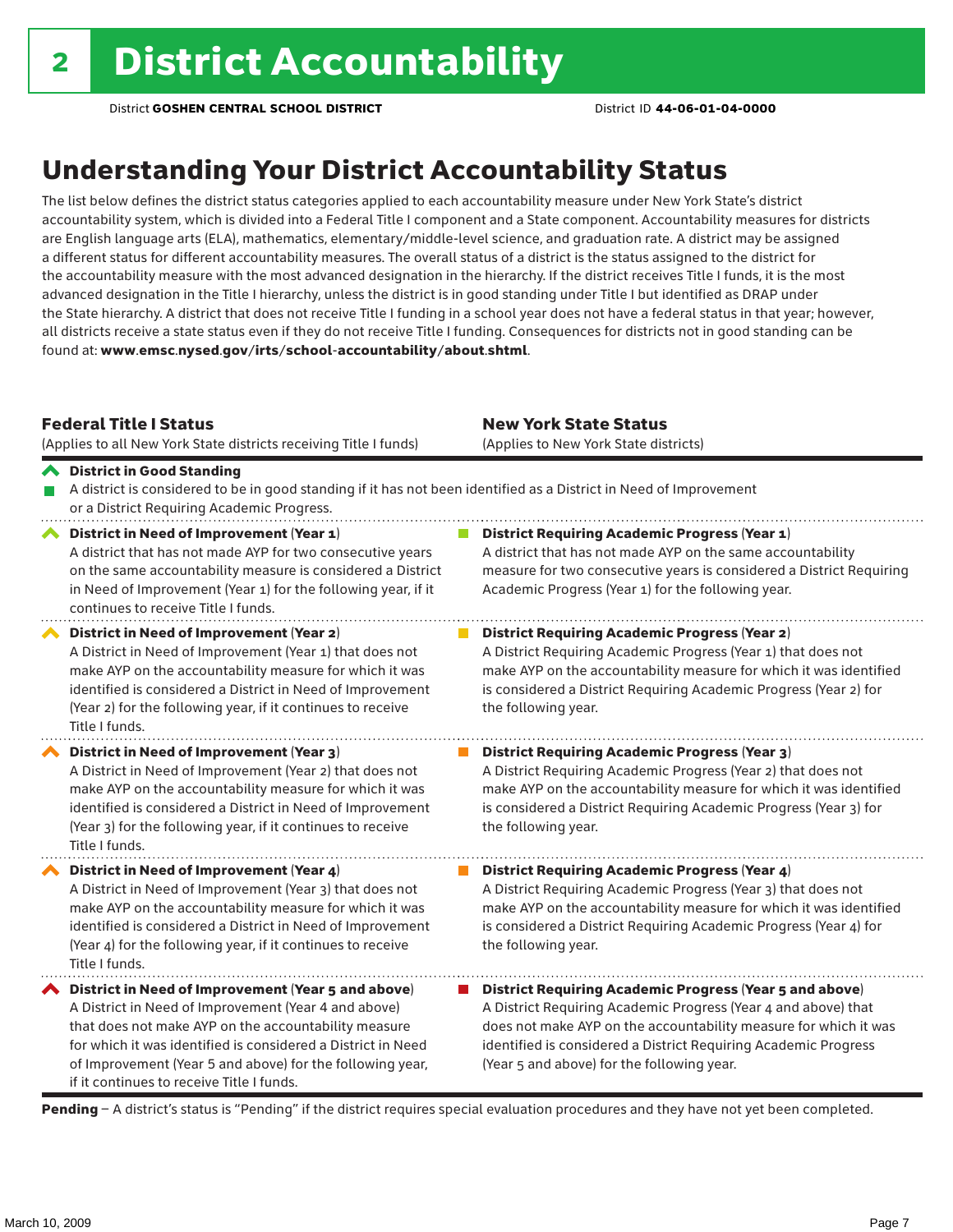# 2 District Accountability

District **GOSHEN CENTRAL SCHOOL DISTRICT** District ID **44-06-01-04-0000**

## Understanding Your District Accountability Status

The list below defines the district status categories applied to each accountability measure under New York State's district accountability system, which is divided into a Federal Title I component and a State component. Accountability measures for districts are English language arts (ELA), mathematics, elementary/middle-level science, and graduation rate. A district may be assigned a different status for different accountability measures. The overall status of a district is the status assigned to the district for the accountability measure with the most advanced designation in the hierarchy. If the district receives Title I funds, it is the most advanced designation in the Title I hierarchy, unless the district is in good standing under Title I but identified as DRAP under the State hierarchy. A district that does not receive Title I funding in a school year does not have a federal status in that year; however, all districts receive a state status even if they do not receive Title I funding. Consequences for districts not in good standing can be found at: **www.emsc.nysed.gov/irts/school-accountability/about.shtml**.

| **Federal Title I Status** (Applies to all New York State districts receiving Title I funds) | **New York State Status** (Applies to New York State districts) |
|---|---|
| **District in Good Standing** A district is considered to be in good standing if it has not been identified as a District in Need of Improvement or a District Requiring Academic Progress. | |
| **District in Need of Improvement (Year 1)** A district that has not made AYP for two consecutive years on the same accountability measure is considered a District in Need of Improvement (Year 1) for the following year, if it continues to receive Title I funds. | **District Requiring Academic Progress (Year 1)** A district that has not made AYP on the same accountability measure for two consecutive years is considered a District Requiring Academic Progress (Year 1) for the following year. |
| **District in Need of Improvement (Year 2)** A District in Need of Improvement (Year 1) that does not make AYP on the accountability measure for which it was identified is considered a District in Need of Improvement (Year 2) for the following year, if it continues to receive Title I funds. | **District Requiring Academic Progress (Year 2)** A District Requiring Academic Progress (Year 1) that does not make AYP on the accountability measure for which it was identified is considered a District Requiring Academic Progress (Year 2) for the following year. |
| **District in Need of Improvement (Year 3)** A District in Need of Improvement (Year 2) that does not make AYP on the accountability measure for which it was identified is considered a District in Need of Improvement (Year 3) for the following year, if it continues to receive Title I funds. | **District Requiring Academic Progress (Year 3)** A District Requiring Academic Progress (Year 2) that does not make AYP on the accountability measure for which it was identified is considered a District Requiring Academic Progress (Year 3) for the following year. |
| **District in Need of Improvement (Year 4)** A District in Need of Improvement (Year 3) that does not make AYP on the accountability measure for which it was identified is considered a District in Need of Improvement (Year 4) for the following year, if it continues to receive Title I funds. | **District Requiring Academic Progress (Year 4)** A District Requiring Academic Progress (Year 3) that does not make AYP on the accountability measure for which it was identified is considered a District Requiring Academic Progress (Year 4) for the following year. |
| **District in Need of Improvement (Year 5 and above)** A District in Need of Improvement (Year 4 and above) that does not make AYP on the accountability measure for which it was identified is considered a District in Need of Improvement (Year 5 and above) for the following year, if it continues to receive Title I funds. | **District Requiring Academic Progress (Year 5 and above)** A District Requiring Academic Progress (Year 4 and above) that does not make AYP on the accountability measure for which it was identified is considered a District Requiring Academic Progress (Year 5 and above) for the following year. |

**Pending** – A district's status is "Pending" if the district requires special evaluation procedures and they have not yet been completed.

March 10, 2009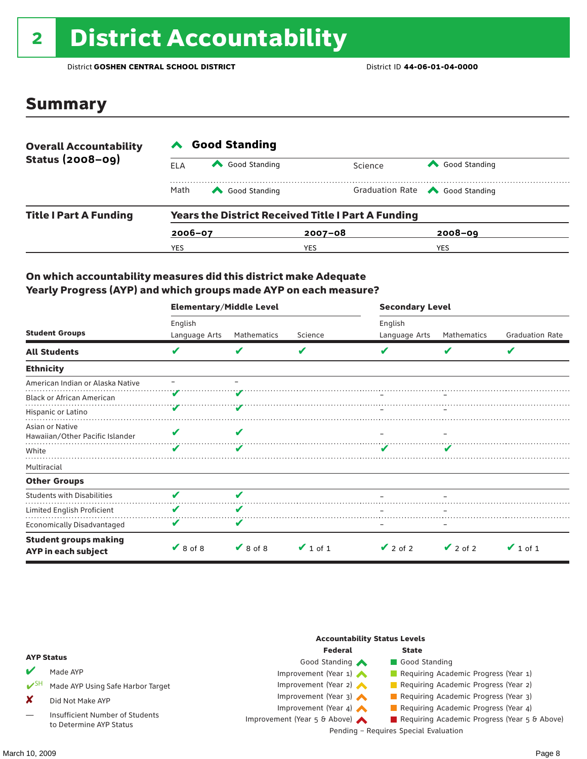# 2 District Accountability

District **GOSHEN CENTRAL SCHOOL DISTRICT** District ID **44-06-01-04-0000**

## Summary

| **Overall Accountability Status (2008–09)** | **Good Standing** | | | |
|---|---|---|---|---|
| | ELA | Good Standing | Science | Good Standing |
| | Math | Good Standing | Graduation Rate | Good Standing |

**Title I Part A Funding**

**Years the District Received Title I Part A Funding**

| 2006–07 | 2007–08 | 2008–09 |
|---|---|---|
| YES | YES | YES |

### On which accountability measures did this district make Adequate Yearly Progress (AYP) and which groups made AYP on each measure?

| Student Groups | Elementary/Middle Level English Language Arts | Elementary/Middle Level Mathematics | Elementary/Middle Level Science | Secondary Level English Language Arts | Secondary Level Mathematics | Secondary Level Graduation Rate |
|---|---|---|---|---|---|---|
| **All Students** | ✔ | ✔ | ✔ | ✔ | ✔ | ✔ |
| **Ethnicity** | | | | | | |
| American Indian or Alaska Native | – | – | | | | |
| Black or African American | ✔ | ✔ | | – | – | |
| Hispanic or Latino | ✔ | ✔ | | – | – | |
| Asian or Native Hawaiian/Other Pacific Islander | ✔ | ✔ | | – | – | |
| White | ✔ | ✔ | | ✔ | ✔ | |
| Multiracial | | | | | | |
| **Other Groups** | | | | | | |
| Students with Disabilities | ✔ | ✔ | | – | – | |
| Limited English Proficient | ✔ | ✔ | | – | – | |
| Economically Disadvantaged | ✔ | ✔ | | – | – | |
| **Student groups making AYP in each subject** | ✔ 8 of 8 | ✔ 8 of 8 | ✔ 1 of 1 | ✔ 2 of 2 | ✔ 2 of 2 | ✔ 1 of 1 |

**AYP Status**

- ✔ Made AYP
- ✔SH Made AYP Using Safe Harbor Target
- ✘ Did Not Make AYP
- — Insufficient Number of Students to Determine AYP Status

**Accountability Status Levels**

| Federal | State |
|---|---|
| Good Standing | Good Standing |
| Improvement (Year 1) | Requiring Academic Progress (Year 1) |
| Improvement (Year 2) | Requiring Academic Progress (Year 2) |
| Improvement (Year 3) | Requiring Academic Progress (Year 3) |
| Improvement (Year 4) | Requiring Academic Progress (Year 4) |
| Improvement (Year 5 & Above) | Requiring Academic Progress (Year 5 & Above) |

Pending – Requires Special Evaluation

March 10, 2009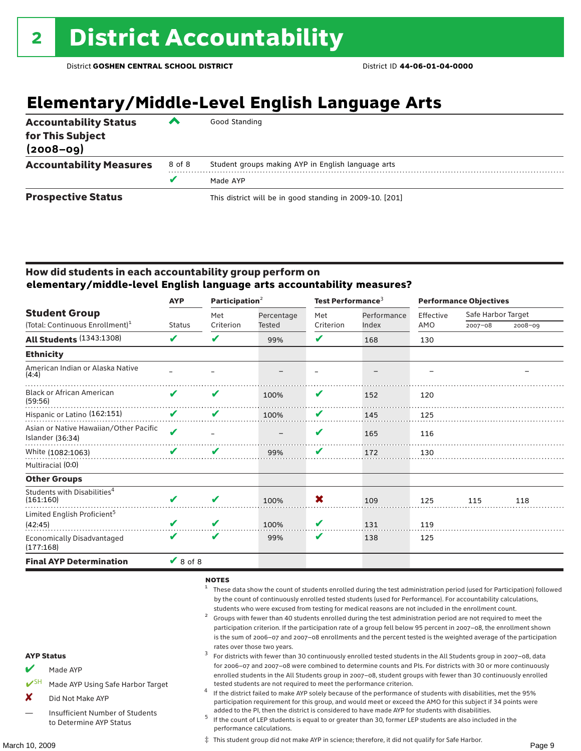# 2 District Accountability

District **GOSHEN CENTRAL SCHOOL DISTRICT** District ID **44-06-01-04-0000**

## Elementary/Middle-Level English Language Arts

| | | |
|---|---|---|
| **Accountability Status for This Subject (2008–09)** | ^ | Good Standing |
| **Accountability Measures** | 8 of 8 | Student groups making AYP in English language arts |
| | ✔ | Made AYP |
| **Prospective Status** | | This district will be in good standing in 2009-10. [201] |

### How did students in each accountability group perform on elementary/middle-level English language arts accountability measures?

| Student Group (Total: Continuous Enrollment)[1] | AYP Status | Participation[2] Met Criterion | Participation[2] Percentage Tested | Test Performance[3] Met Criterion | Test Performance[3] Performance Index | Performance Objectives Effective AMO | Safe Harbor Target 2007–08 | Safe Harbor Target 2008–09 |
|---|---|---|---|---|---|---|---|---|
| **All Students** (1343:1308) | ✔ | ✔ | 99% | ✔ | 168 | 130 | | |
| **Ethnicity** | | | | | | | | |
| American Indian or Alaska Native (4:4) | – | – | – | – | – | – | | – |
| Black or African American (59:56) | ✔ | ✔ | 100% | ✔ | 152 | 120 | | |
| Hispanic or Latino (162:151) | ✔ | ✔ | 100% | ✔ | 145 | 125 | | |
| Asian or Native Hawaiian/Other Pacific Islander (36:34) | ✔ | – | – | ✔ | 165 | 116 | | |
| White (1082:1063) | ✔ | ✔ | 99% | ✔ | 172 | 130 | | |
| Multiracial (0:0) | | | | | | | | |
| **Other Groups** | | | | | | | | |
| Students with Disabilities[4] (161:160) | ✔ | ✔ | 100% | ✘ | 109 | 125 | 115 | 118 |
| Limited English Proficient[5] (42:45) | ✔ | ✔ | 100% | ✔ | 131 | 119 | | |
| Economically Disadvantaged (177:168) | ✔ | ✔ | 99% | ✔ | 138 | 125 | | |
| **Final AYP Determination** | ✔ 8 of 8 | | | | | | | |

**AYP Status**

- ✔ Made AYP
- ✔SH Made AYP Using Safe Harbor Target
- ✘ Did Not Make AYP
- — Insufficient Number of Students to Determine AYP Status

**NOTES**

1. These data show the count of students enrolled during the test administration period (used for Participation) followed by the count of continuously enrolled tested students (used for Performance). For accountability calculations, students who were excused from testing for medical reasons are not included in the enrollment count.
2. Groups with fewer than 40 students enrolled during the test administration period are not required to meet the participation criterion. If the participation rate of a group fell below 95 percent in 2007–08, the enrollment shown is the sum of 2006–07 and 2007–08 enrollments and the percent tested is the weighted average of the participation rates over those two years.
3. For districts with fewer than 30 continuously enrolled tested students in the All Students group in 2007–08, data for 2006–07 and 2007–08 were combined to determine counts and PIs. For districts with 30 or more continuously enrolled students in the All Students group in 2007–08, student groups with fewer than 30 continuously enrolled tested students are not required to meet the performance criterion.
4. If the district failed to make AYP solely because of the performance of students with disabilities, met the 95% participation requirement for this group, and would meet or exceed the AMO for this subject if 34 points were added to the PI, then the district is considered to have made AYP for students with disabilities.
5. If the count of LEP students is equal to or greater than 30, former LEP students are also included in the performance calculations.

‡ This student group did not make AYP in science; therefore, it did not qualify for Safe Harbor.

March 10, 2009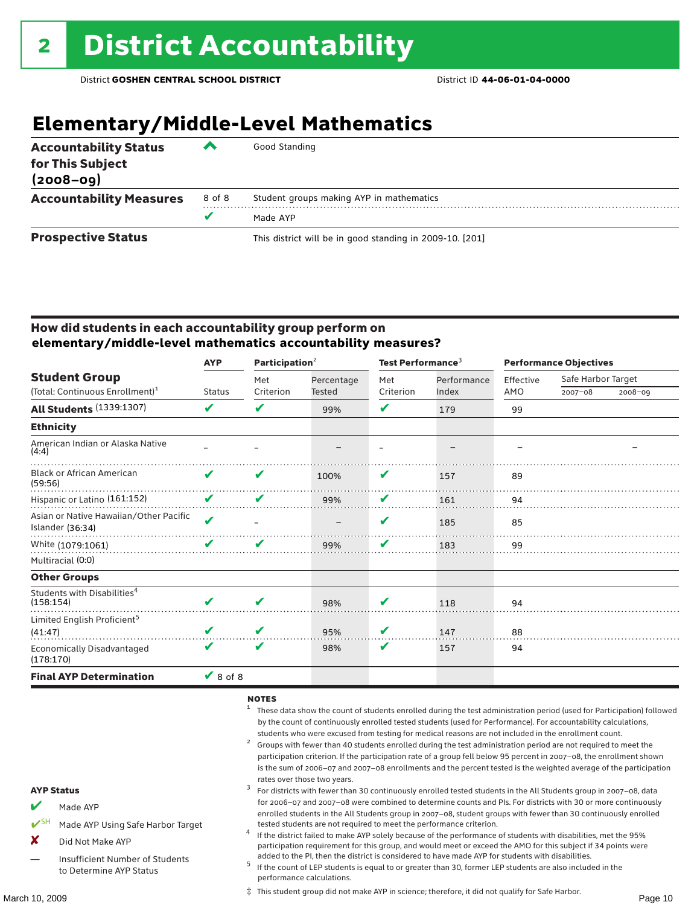# 2 District Accountability

District **GOSHEN CENTRAL SCHOOL DISTRICT** District ID **44-06-01-04-0000**

## Elementary/Middle-Level Mathematics

| | | |
|---|---|---|
| **Accountability Status for This Subject (2008–09)** | ^ | Good Standing |
| **Accountability Measures** | 8 of 8 | Student groups making AYP in mathematics |
| | ✔ | Made AYP |
| **Prospective Status** | | This district will be in good standing in 2009-10. [201] |

### How did students in each accountability group perform on elementary/middle-level mathematics accountability measures?

| Student Group (Total: Continuous Enrollment)[1] | AYP | Participation[2] | | Test Performance[3] | | Performance Objectives | | |
|---|---|---|---|---|---|---|---|---|
| | Status | Met Criterion | Percentage Tested | Met Criterion | Performance Index | Effective AMO | Safe Harbor Target 2007–08 | Safe Harbor Target 2008–09 |
| **All Students** (1339:1307) | ✔ | ✔ | 99% | ✔ | 179 | 99 | | |
| **Ethnicity** | | | | | | | | |
| American Indian or Alaska Native (4:4) | – | – | – | – | – | – | | – |
| Black or African American (59:56) | ✔ | ✔ | 100% | ✔ | 157 | 89 | | |
| Hispanic or Latino (161:152) | ✔ | ✔ | 99% | ✔ | 161 | 94 | | |
| Asian or Native Hawaiian/Other Pacific Islander (36:34) | ✔ | – | – | ✔ | 185 | 85 | | |
| White (1079:1061) | ✔ | ✔ | 99% | ✔ | 183 | 99 | | |
| Multiracial (0:0) | | | | | | | | |
| **Other Groups** | | | | | | | | |
| Students with Disabilities[4] (158:154) | ✔ | ✔ | 98% | ✔ | 118 | 94 | | |
| Limited English Proficient[5] (41:47) | ✔ | ✔ | 95% | ✔ | 147 | 88 | | |
| Economically Disadvantaged (178:170) | ✔ | ✔ | 98% | ✔ | 157 | 94 | | |
| **Final AYP Determination** | ✔ 8 of 8 | | | | | | | |

**AYP Status**

- ✔ Made AYP
- ✔SH Made AYP Using Safe Harbor Target
- ✘ Did Not Make AYP
- — Insufficient Number of Students to Determine AYP Status

**NOTES**

1. These data show the count of students enrolled during the test administration period (used for Participation) followed by the count of continuously enrolled tested students (used for Performance). For accountability calculations, students who were excused from testing for medical reasons are not included in the enrollment count.
2. Groups with fewer than 40 students enrolled during the test administration period are not required to meet the participation criterion. If the participation rate of a group fell below 95 percent in 2007–08, the enrollment shown is the sum of 2006–07 and 2007–08 enrollments and the percent tested is the weighted average of the participation rates over those two years.
3. For districts with fewer than 30 continuously enrolled tested students in the All Students group in 2007–08, data for 2006–07 and 2007–08 were combined to determine counts and PIs. For districts with 30 or more continuously enrolled students in the All Students group in 2007–08, student groups with fewer than 30 continuously enrolled tested students are not required to meet the performance criterion.
4. If the district failed to make AYP solely because of the performance of students with disabilities, met the 95% participation requirement for this group, and would meet or exceed the AMO for this subject if 34 points were added to the PI, then the district is considered to have made AYP for students with disabilities.
5. If the count of LEP students is equal to or greater than 30, former LEP students are also included in the performance calculations.

‡ This student group did not make AYP in science; therefore, it did not qualify for Safe Harbor.

March 10, 2009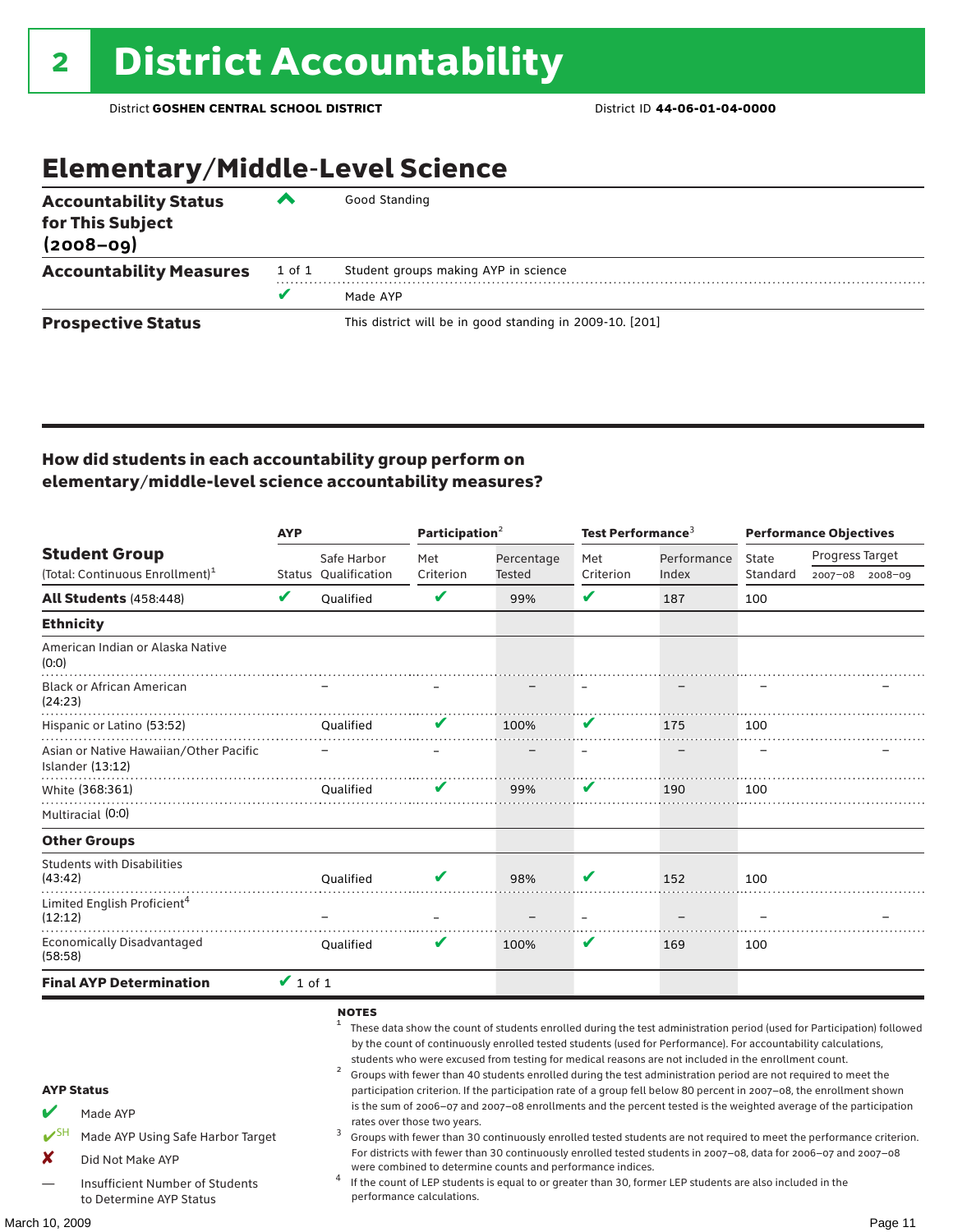# 2 District Accountability

District **GOSHEN CENTRAL SCHOOL DISTRICT** District ID **44-06-01-04-0000**

## Elementary/Middle-Level Science

| | | |
|---|---|---|
| **Accountability Status for This Subject (2008–09)** | ^ | Good Standing |
| **Accountability Measures** | 1 of 1 | Student groups making AYP in science |
| | ✔ | Made AYP |
| **Prospective Status** | | This district will be in good standing in 2009-10. [201] |

### How did students in each accountability group perform on elementary/middle-level science accountability measures?

| Student Group (Total: Continuous Enrollment)[1] | AYP Status | AYP Safe Harbor Qualification | Participation[2] Met Criterion | Participation[2] Percentage Tested | Test Performance[3] Met Criterion | Test Performance[3] Performance Index | Performance Objectives State Standard | Progress Target 2007–08 | Progress Target 2008–09 |
|---|---|---|---|---|---|---|---|---|---|
| **All Students** (458:448) | ✔ | Qualified | ✔ | 99% | ✔ | 187 | 100 | | |
| **Ethnicity** | | | | | | | | | |
| American Indian or Alaska Native (0:0) | | | | | | | | | |
| Black or African American (24:23) | | – | – | – | – | – | – | | – |
| Hispanic or Latino (53:52) | | Qualified | ✔ | 100% | ✔ | 175 | 100 | | |
| Asian or Native Hawaiian/Other Pacific Islander (13:12) | | – | – | – | – | – | – | | – |
| White (368:361) | | Qualified | ✔ | 99% | ✔ | 190 | 100 | | |
| Multiracial (0:0) | | | | | | | | | |
| **Other Groups** | | | | | | | | | |
| Students with Disabilities (43:42) | | Qualified | ✔ | 98% | ✔ | 152 | 100 | | |
| Limited English Proficient[4] (12:12) | | – | – | – | – | – | – | | – |
| Economically Disadvantaged (58:58) | | Qualified | ✔ | 100% | ✔ | 169 | 100 | | |
| **Final AYP Determination** | ✔ 1 of 1 | | | | | | | | |

**AYP Status**

- ✔ Made AYP
- ✔SH Made AYP Using Safe Harbor Target
- ✘ Did Not Make AYP
- — Insufficient Number of Students to Determine AYP Status

**NOTES**

1. These data show the count of students enrolled during the test administration period (used for Participation) followed by the count of continuously enrolled tested students (used for Performance). For accountability calculations, students who were excused from testing for medical reasons are not included in the enrollment count.
2. Groups with fewer than 40 students enrolled during the test administration period are not required to meet the participation criterion. If the participation rate of a group fell below 80 percent in 2007–08, the enrollment shown is the sum of 2006–07 and 2007–08 enrollments and the percent tested is the weighted average of the participation rates over those two years.
3. Groups with fewer than 30 continuously enrolled tested students are not required to meet the performance criterion. For districts with fewer than 30 continuously enrolled tested students in 2007–08, data for 2006–07 and 2007–08 were combined to determine counts and performance indices.
4. If the count of LEP students is equal to or greater than 30, former LEP students are also included in the performance calculations.

March 10, 2009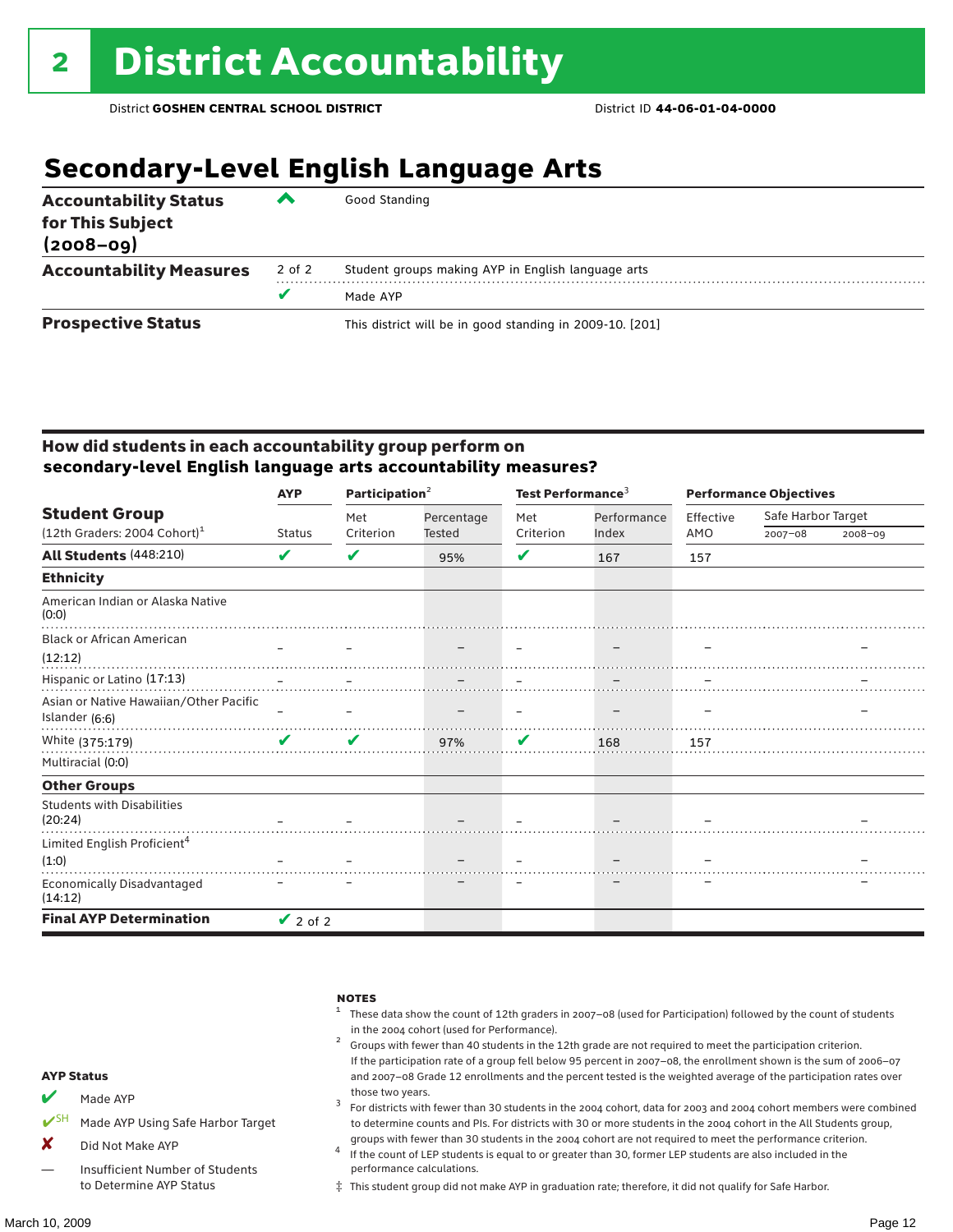# 2 District Accountability

District **GOSHEN CENTRAL SCHOOL DISTRICT** District ID **44-06-01-04-0000**

## Secondary-Level English Language Arts

| | | |
|---|---|---|
| **Accountability Status for This Subject (2008–09)** | ^ | Good Standing |
| **Accountability Measures** | 2 of 2 | Student groups making AYP in English language arts |
| | ✔ | Made AYP |
| **Prospective Status** | | This district will be in good standing in 2009-10. [201] |

### How did students in each accountability group perform on secondary-level English language arts accountability measures?

| Student Group (12th Graders: 2004 Cohort)[1] | AYP Status | Participation[2] Met Criterion | Participation[2] Percentage Tested | Test Performance[3] Met Criterion | Test Performance[3] Performance Index | Performance Objectives Effective AMO | Safe Harbor Target 2007–08 | Safe Harbor Target 2008–09 |
|---|---|---|---|---|---|---|---|---|
| **All Students** (448:210) | ✔ | ✔ | 95% | ✔ | 167 | 157 | | |
| **Ethnicity** | | | | | | | | |
| American Indian or Alaska Native (0:0) | | | | | | | | |
| Black or African American (12:12) | – | – | – | – | – | – | | – |
| Hispanic or Latino (17:13) | – | – | – | – | – | – | | – |
| Asian or Native Hawaiian/Other Pacific Islander (6:6) | – | – | – | – | – | – | | – |
| White (375:179) | ✔ | ✔ | 97% | ✔ | 168 | 157 | | |
| Multiracial (0:0) | | | | | | | | |
| **Other Groups** | | | | | | | | |
| Students with Disabilities (20:24) | – | – | – | – | – | – | | – |
| Limited English Proficient[4] (1:0) | – | – | – | – | – | – | | – |
| Economically Disadvantaged (14:12) | – | – | – | – | – | – | | – |
| **Final AYP Determination** | ✔ 2 of 2 | | | | | | | |

**AYP Status**

- ✔ Made AYP
- ✔SH Made AYP Using Safe Harbor Target
- ✘ Did Not Make AYP
- — Insufficient Number of Students to Determine AYP Status

**NOTES**

1. These data show the count of 12th graders in 2007–08 (used for Participation) followed by the count of students in the 2004 cohort (used for Performance).
2. Groups with fewer than 40 students in the 12th grade are not required to meet the participation criterion. If the participation rate of a group fell below 95 percent in 2007–08, the enrollment shown is the sum of 2006–07 and 2007–08 Grade 12 enrollments and the percent tested is the weighted average of the participation rates over those two years.
3. For districts with fewer than 30 students in the 2004 cohort, data for 2003 and 2004 cohort members were combined to determine counts and PIs. For districts with 30 or more students in the 2004 cohort in the All Students group, groups with fewer than 30 students in the 2004 cohort are not required to meet the performance criterion.
4. If the count of LEP students is equal to or greater than 30, former LEP students are also included in the performance calculations.

‡ This student group did not make AYP in graduation rate; therefore, it did not qualify for Safe Harbor.

March 10, 2009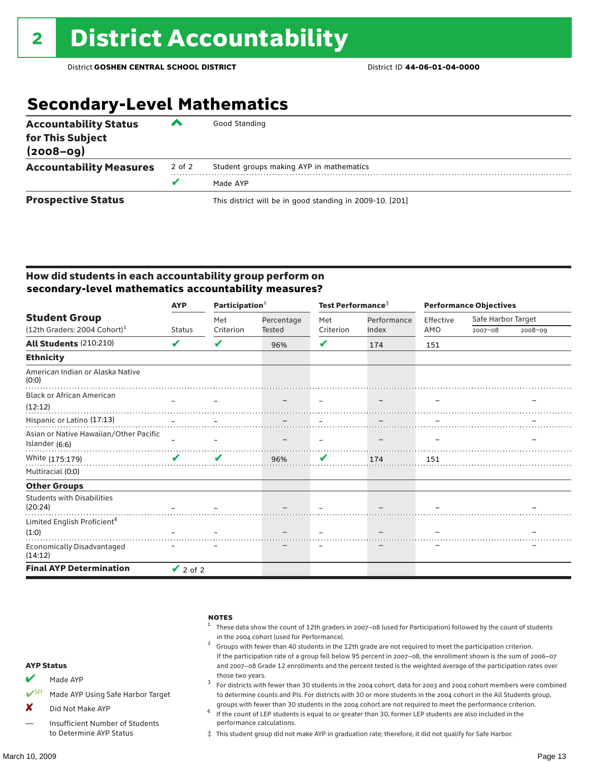# 2 District Accountability

District **GOSHEN CENTRAL SCHOOL DISTRICT** District ID **44-06-01-04-0000**

## Secondary-Level Mathematics

| | | |
|---|---|---|
| **Accountability Status for This Subject (2008–09)** | ^ | Good Standing |
| **Accountability Measures** | 2 of 2 | Student groups making AYP in mathematics |
| | ✔ | Made AYP |
| **Prospective Status** | | This district will be in good standing in 2009-10. [201] |

### How did students in each accountability group perform on secondary-level mathematics accountability measures?

| Student Group (12th Graders: 2004 Cohort)[1] | AYP | Participation[2] | | Test Performance[3] | | Performance Objectives | | |
|---|---|---|---|---|---|---|---|---|
| | Status | Met Criterion | Percentage Tested | Met Criterion | Performance Index | Effective AMO | Safe Harbor Target 2007–08 | Safe Harbor Target 2008–09 |
| **All Students** (210:210) | ✔ | ✔ | 96% | ✔ | 174 | 151 | | |
| **Ethnicity** | | | | | | | | |
| American Indian or Alaska Native (0:0) | | | | | | | | |
| Black or African American (12:12) | – | – | – | – | – | – | | – |
| Hispanic or Latino (17:13) | – | – | – | – | – | – | | – |
| Asian or Native Hawaiian/Other Pacific Islander (6:6) | – | – | – | – | – | – | | – |
| White (175:179) | ✔ | ✔ | 96% | ✔ | 174 | 151 | | |
| Multiracial (0:0) | | | | | | | | |
| **Other Groups** | | | | | | | | |
| Students with Disabilities (20:24) | – | – | – | – | – | – | | – |
| Limited English Proficient[4] (1:0) | – | – | – | – | – | – | | – |
| Economically Disadvantaged (14:12) | – | – | – | – | – | – | | – |
| **Final AYP Determination** | ✔ 2 of 2 | | | | | | | |

**AYP Status**

- ✔ Made AYP
- ✔SH Made AYP Using Safe Harbor Target
- ✘ Did Not Make AYP
- — Insufficient Number of Students to Determine AYP Status

**NOTES**

1. These data show the count of 12th graders in 2007–08 (used for Participation) followed by the count of students in the 2004 cohort (used for Performance).
2. Groups with fewer than 40 students in the 12th grade are not required to meet the participation criterion. If the participation rate of a group fell below 95 percent in 2007–08, the enrollment shown is the sum of 2006–07 and 2007–08 Grade 12 enrollments and the percent tested is the weighted average of the participation rates over those two years.
3. For districts with fewer than 30 students in the 2004 cohort, data for 2003 and 2004 cohort members were combined to determine counts and PIs. For districts with 30 or more students in the 2004 cohort in the All Students group, groups with fewer than 30 students in the 2004 cohort are not required to meet the performance criterion.
4. If the count of LEP students is equal to or greater than 30, former LEP students are also included in the performance calculations.

‡ This student group did not make AYP in graduation rate; therefore, it did not qualify for Safe Harbor.

March 10, 2009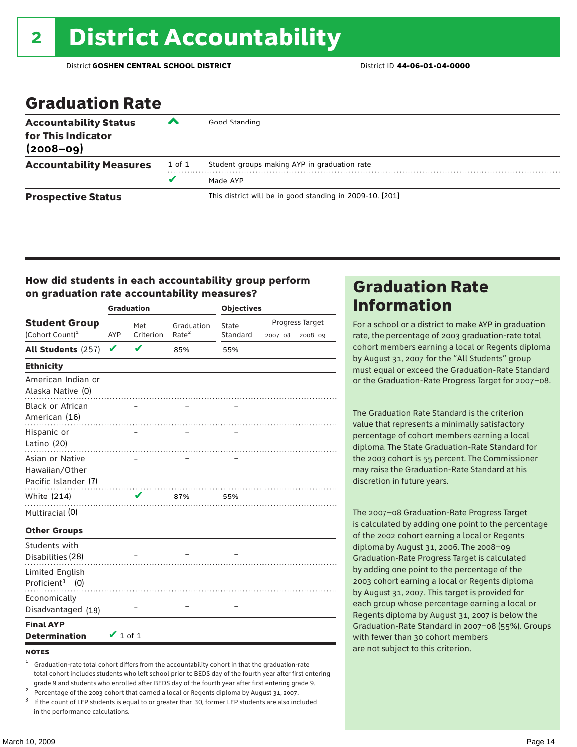# 2 District Accountability

District **GOSHEN CENTRAL SCHOOL DISTRICT** District ID **44-06-01-04-0000**

## Graduation Rate

| | | |
|---|---|---|
| **Accountability Status for This Indicator (2008–09)** | ^ | Good Standing |
| **Accountability Measures** | 1 of 1 | Student groups making AYP in graduation rate |
| | ✔ | Made AYP |
| **Prospective Status** | | This district will be in good standing in 2009-10. [201] |

### How did students in each accountability group perform on graduation rate accountability measures?

| Student Group (Cohort Count)[1] | Graduation AYP | Met Criterion | Graduation Rate[2] | Objectives State Standard | Progress Target 2007–08 | Progress Target 2008–09 |
|---|---|---|---|---|---|---|
| **All Students** (257) | ✔ | ✔ | 85% | 55% | | |
| **Ethnicity** | | | | | | |
| American Indian or Alaska Native (0) | | | | | | |
| Black or African American (16) | | – | – | – | | |
| Hispanic or Latino (20) | | – | – | – | | |
| Asian or Native Hawaiian/Other Pacific Islander (7) | | – | – | – | | |
| White (214) | | ✔ | 87% | 55% | | |
| Multiracial (0) | | | | | | |
| **Other Groups** | | | | | | |
| Students with Disabilities (28) | | – | – | – | | |
| Limited English Proficient[3] (0) | | | | | | |
| Economically Disadvantaged (19) | | – | – | – | | |
| **Final AYP Determination** | ✔ 1 of 1 | | | | | |

**NOTES**

[1] Graduation-rate total cohort differs from the accountability cohort in that the graduation-rate total cohort includes students who left school prior to BEDS day of the fourth year after first entering grade 9 and students who enrolled after BEDS day of the fourth year after first entering grade 9.

[2] Percentage of the 2003 cohort that earned a local or Regents diploma by August 31, 2007.

[3] If the count of LEP students is equal to or greater than 30, former LEP students are also included in the performance calculations.

## Graduation Rate Information

For a school or a district to make AYP in graduation rate, the percentage of 2003 graduation-rate total cohort members earning a local or Regents diploma by August 31, 2007 for the "All Students" group must equal or exceed the Graduation-Rate Standard or the Graduation-Rate Progress Target for 2007–08.

The Graduation Rate Standard is the criterion value that represents a minimally satisfactory percentage of cohort members earning a local diploma. The State Graduation-Rate Standard for the 2003 cohort is 55 percent. The Commissioner may raise the Graduation-Rate Standard at his discretion in future years.

The 2007–08 Graduation-Rate Progress Target is calculated by adding one point to the percentage of the 2002 cohort earning a local or Regents diploma by August 31, 2006. The 2008–09 Graduation-Rate Progress Target is calculated by adding one point to the percentage of the 2003 cohort earning a local or Regents diploma by August 31, 2007. This target is provided for each group whose percentage earning a local or Regents diploma by August 31, 2007 is below the Graduation-Rate Standard in 2007–08 (55%). Groups with fewer than 30 cohort members are not subject to this criterion.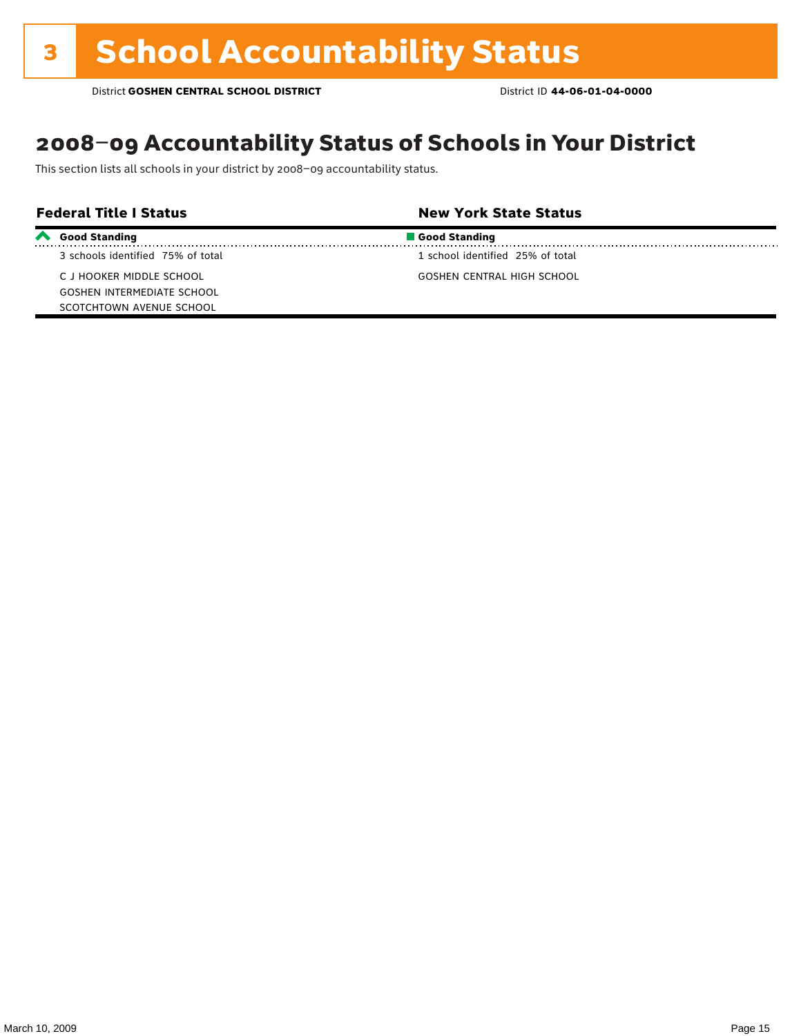# 3 School Accountability Status

District **GOSHEN CENTRAL SCHOOL DISTRICT** District ID **44-06-01-04-0000**

## 2008–09 Accountability Status of Schools in Your District

This section lists all schools in your district by 2008–09 accountability status.

| Federal Title I Status | New York State Status |
|---|---|
| **Good Standing** | **Good Standing** |
| 3 schools identified 75% of total | 1 school identified 25% of total |
| C J HOOKER MIDDLE SCHOOL | GOSHEN CENTRAL HIGH SCHOOL |
| GOSHEN INTERMEDIATE SCHOOL | |
| SCOTCHTOWN AVENUE SCHOOL | |

March 10, 2009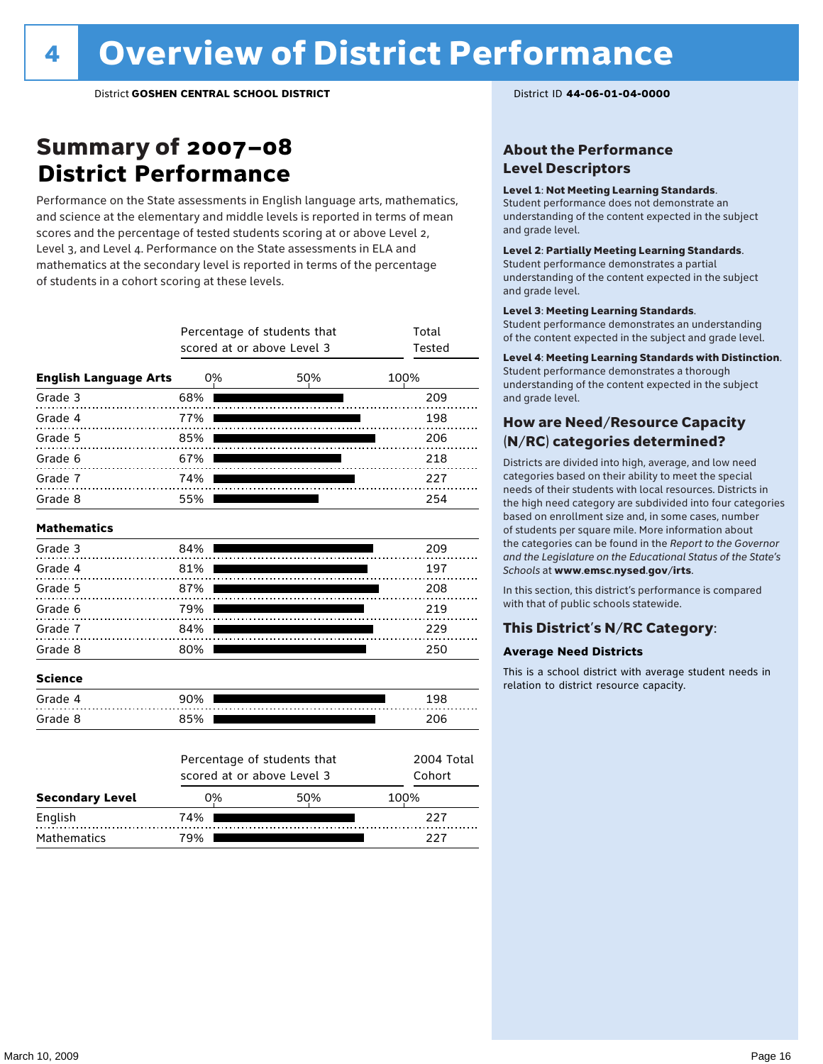# 4 Overview of District Performance

District **GOSHEN CENTRAL SCHOOL DISTRICT** District ID **44-06-01-04-0000**

## Summary of 2007–08 District Performance

Performance on the State assessments in English language arts, mathematics, and science at the elementary and middle levels is reported in terms of mean scores and the percentage of tested students scoring at or above Level 2, Level 3, and Level 4. Performance on the State assessments in ELA and mathematics at the secondary level is reported in terms of the percentage of students in a cohort scoring at these levels.

| | Percentage of students that scored at or above Level 3 | Total Tested |
|---|---|---|
| **English Language Arts** | | |
| Grade 3 | 68% | 209 |
| Grade 4 | 77% | 198 |
| Grade 5 | 85% | 206 |
| Grade 6 | 67% | 218 |
| Grade 7 | 74% | 227 |
| Grade 8 | 55% | 254 |
| **Mathematics** | | |
| Grade 3 | 84% | 209 |
| Grade 4 | 81% | 197 |
| Grade 5 | 87% | 208 |
| Grade 6 | 79% | 219 |
| Grade 7 | 84% | 229 |
| Grade 8 | 80% | 250 |
| **Science** | | |
| Grade 4 | 90% | 198 |
| Grade 8 | 85% | 206 |

| Secondary Level | Percentage of students that scored at or above Level 3 | 2004 Total Cohort |
|---|---|---|
| English | 74% | 227 |
| Mathematics | 79% | 227 |

## About the Performance Level Descriptors

**Level 1: Not Meeting Learning Standards.** Student performance does not demonstrate an understanding of the content expected in the subject and grade level.

**Level 2: Partially Meeting Learning Standards.** Student performance demonstrates a partial understanding of the content expected in the subject and grade level.

**Level 3: Meeting Learning Standards.** Student performance demonstrates an understanding of the content expected in the subject and grade level.

**Level 4: Meeting Learning Standards with Distinction.** Student performance demonstrates a thorough understanding of the content expected in the subject and grade level.

## How are Need/Resource Capacity (N/RC) categories determined?

Districts are divided into high, average, and low need categories based on their ability to meet the special needs of their students with local resources. Districts in the high need category are subdivided into four categories based on enrollment size and, in some cases, number of students per square mile. More information about the categories can be found in the *Report to the Governor and the Legislature on the Educational Status of the State's Schools* at **www.emsc.nysed.gov/irts**.

In this section, this district's performance is compared with that of public schools statewide.

## This District's N/RC Category:

**Average Need Districts**

This is a school district with average student needs in relation to district resource capacity.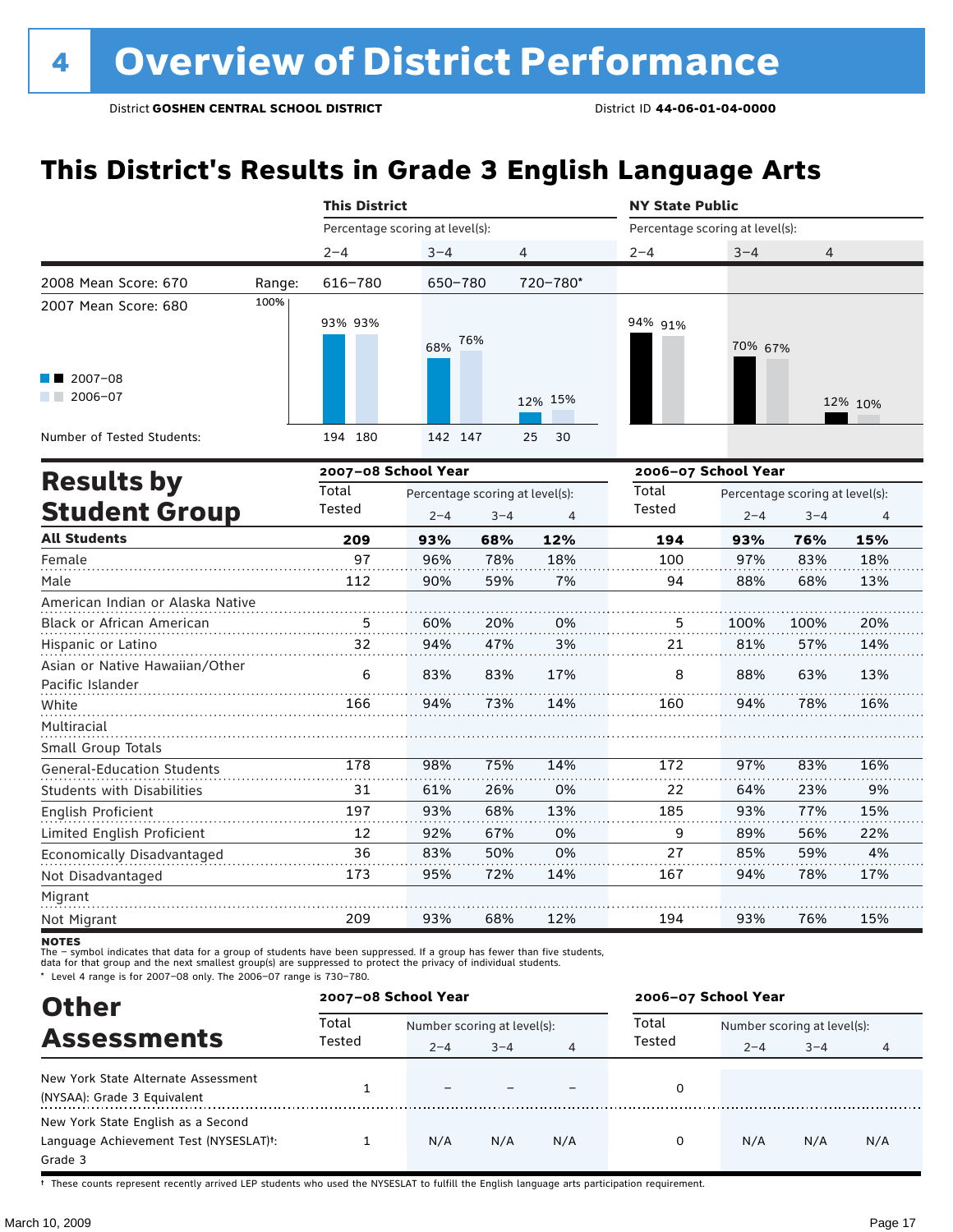# 4 Overview of District Performance

District **GOSHEN CENTRAL SCHOOL DISTRICT** District ID **44-06-01-04-0000**

## This District's Results in Grade 3 English Language Arts

| | | This District | | | NY State Public | | |
|---|---|---|---|---|---|---|---|
| | | Percentage scoring at level(s): | | | Percentage scoring at level(s): | | |
| | | 2–4 | 3–4 | 4 | 2–4 | 3–4 | 4 |
| 2008 Mean Score: 670 | Range: | 616–780 | 650–780 | 720–780* | | | |
| 2007 Mean Score: 680 | | | | | | | |
| 2007–08 | | 93% | 68% | 12% | 94% | 70% | 12% |
| 2006–07 | | 93% | 76% | 15% | 91% | 67% | 10% |
| Number of Tested Students: 2007–08 | | 194 | 142 | 25 | | | |
| Number of Tested Students: 2006–07 | | 180 | 147 | 30 | | | |

## Results by Student Group

| | 2007–08 School Year | | | | 2006–07 School Year | | | |
|---|---|---|---|---|---|---|---|---|
| | Total Tested | Percentage scoring at level(s): 2–4 | 3–4 | 4 | Total Tested | Percentage scoring at level(s): 2–4 | 3–4 | 4 |
| **All Students** | **209** | **93%** | **68%** | **12%** | **194** | **93%** | **76%** | **15%** |
| Female | 97 | 96% | 78% | 18% | 100 | 97% | 83% | 18% |
| Male | 112 | 90% | 59% | 7% | 94 | 88% | 68% | 13% |
| American Indian or Alaska Native | | | | | | | | |
| Black or African American | 5 | 60% | 20% | 0% | 5 | 100% | 100% | 20% |
| Hispanic or Latino | 32 | 94% | 47% | 3% | 21 | 81% | 57% | 14% |
| Asian or Native Hawaiian/Other Pacific Islander | 6 | 83% | 83% | 17% | 8 | 88% | 63% | 13% |
| White | 166 | 94% | 73% | 14% | 160 | 94% | 78% | 16% |
| Multiracial | | | | | | | | |
| Small Group Totals | | | | | | | | |
| General-Education Students | 178 | 98% | 75% | 14% | 172 | 97% | 83% | 16% |
| Students with Disabilities | 31 | 61% | 26% | 0% | 22 | 64% | 23% | 9% |
| English Proficient | 197 | 93% | 68% | 13% | 185 | 93% | 77% | 15% |
| Limited English Proficient | 12 | 92% | 67% | 0% | 9 | 89% | 56% | 22% |
| Economically Disadvantaged | 36 | 83% | 50% | 0% | 27 | 85% | 59% | 4% |
| Not Disadvantaged | 173 | 95% | 72% | 14% | 167 | 94% | 78% | 17% |
| Migrant | | | | | | | | |
| Not Migrant | 209 | 93% | 68% | 12% | 194 | 93% | 76% | 15% |

**NOTES**
The – symbol indicates that data for a group of students have been suppressed. If a group has fewer than five students, data for that group and the next smallest group(s) are suppressed to protect the privacy of individual students.
* Level 4 range is for 2007–08 only. The 2006–07 range is 730–780.

## Other Assessments

| | 2007–08 School Year | | | | 2006–07 School Year | | | |
|---|---|---|---|---|---|---|---|---|
| | Total Tested | Number scoring at level(s): 2–4 | 3–4 | 4 | Total Tested | Number scoring at level(s): 2–4 | 3–4 | 4 |
| New York State Alternate Assessment (NYSAA): Grade 3 Equivalent | 1 | – | – | – | 0 | | | |
| New York State English as a Second Language Achievement Test (NYSESLAT)†: Grade 3 | 1 | N/A | N/A | N/A | 0 | N/A | N/A | N/A |

† These counts represent recently arrived LEP students who used the NYSESLAT to fulfill the English language arts participation requirement.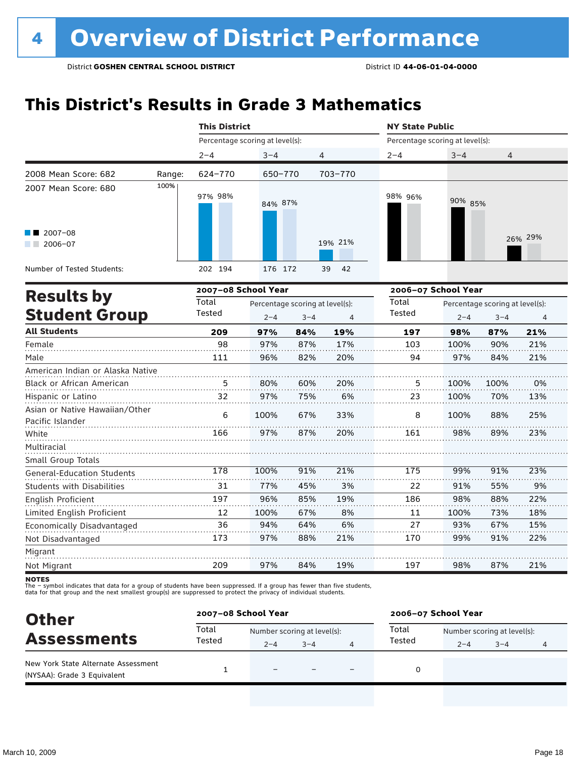# 4 Overview of District Performance

District **GOSHEN CENTRAL SCHOOL DISTRICT** District ID **44-06-01-04-0000**

## This District's Results in Grade 3 Mathematics

| | | This District | | | NY State Public | | |
|---|---|---|---|---|---|---|---|
| | | Percentage scoring at level(s): | | | Percentage scoring at level(s): | | |
| | | 2–4 | 3–4 | 4 | 2–4 | 3–4 | 4 |
| 2008 Mean Score: 682 | Range: | 624–770 | 650–770 | 703–770 | | | |
| 2007 Mean Score: 680 | | | | | | | |
| 2007–08 | | 97% | 84% | 19% | 98% | 90% | 26% |
| 2006–07 | | 98% | 87% | 21% | 96% | 85% | 29% |
| Number of Tested Students: 2007–08 | | 202 | 176 | 39 | | | |
| Number of Tested Students: 2006–07 | | 194 | 172 | 42 | | | |

## Results by Student Group

| | 2007–08 School Year | | | | 2006–07 School Year | | | |
|---|---|---|---|---|---|---|---|---|
| | Total Tested | Percentage scoring at level(s): 2–4 | 3–4 | 4 | Total Tested | Percentage scoring at level(s): 2–4 | 3–4 | 4 |
| **All Students** | **209** | **97%** | **84%** | **19%** | **197** | **98%** | **87%** | **21%** |
| Female | 98 | 97% | 87% | 17% | 103 | 100% | 90% | 21% |
| Male | 111 | 96% | 82% | 20% | 94 | 97% | 84% | 21% |
| American Indian or Alaska Native | | | | | | | | |
| Black or African American | 5 | 80% | 60% | 20% | 5 | 100% | 100% | 0% |
| Hispanic or Latino | 32 | 97% | 75% | 6% | 23 | 100% | 70% | 13% |
| Asian or Native Hawaiian/Other Pacific Islander | 6 | 100% | 67% | 33% | 8 | 100% | 88% | 25% |
| White | 166 | 97% | 87% | 20% | 161 | 98% | 89% | 23% |
| Multiracial | | | | | | | | |
| Small Group Totals | | | | | | | | |
| General-Education Students | 178 | 100% | 91% | 21% | 175 | 99% | 91% | 23% |
| Students with Disabilities | 31 | 77% | 45% | 3% | 22 | 91% | 55% | 9% |
| English Proficient | 197 | 96% | 85% | 19% | 186 | 98% | 88% | 22% |
| Limited English Proficient | 12 | 100% | 67% | 8% | 11 | 100% | 73% | 18% |
| Economically Disadvantaged | 36 | 94% | 64% | 6% | 27 | 93% | 67% | 15% |
| Not Disadvantaged | 173 | 97% | 88% | 21% | 170 | 99% | 91% | 22% |
| Migrant | | | | | | | | |
| Not Migrant | 209 | 97% | 84% | 19% | 197 | 98% | 87% | 21% |

**NOTES**
The – symbol indicates that data for a group of students have been suppressed. If a group has fewer than five students, data for that group and the next smallest group(s) are suppressed to protect the privacy of individual students.

## Other Assessments

| | 2007–08 School Year | | | | 2006–07 School Year | | | |
|---|---|---|---|---|---|---|---|---|
| | Total Tested | Number scoring at level(s): 2–4 | 3–4 | 4 | Total Tested | Number scoring at level(s): 2–4 | 3–4 | 4 |
| New York State Alternate Assessment (NYSAA): Grade 3 Equivalent | 1 | – | – | – | 0 | | | |

March 10, 2009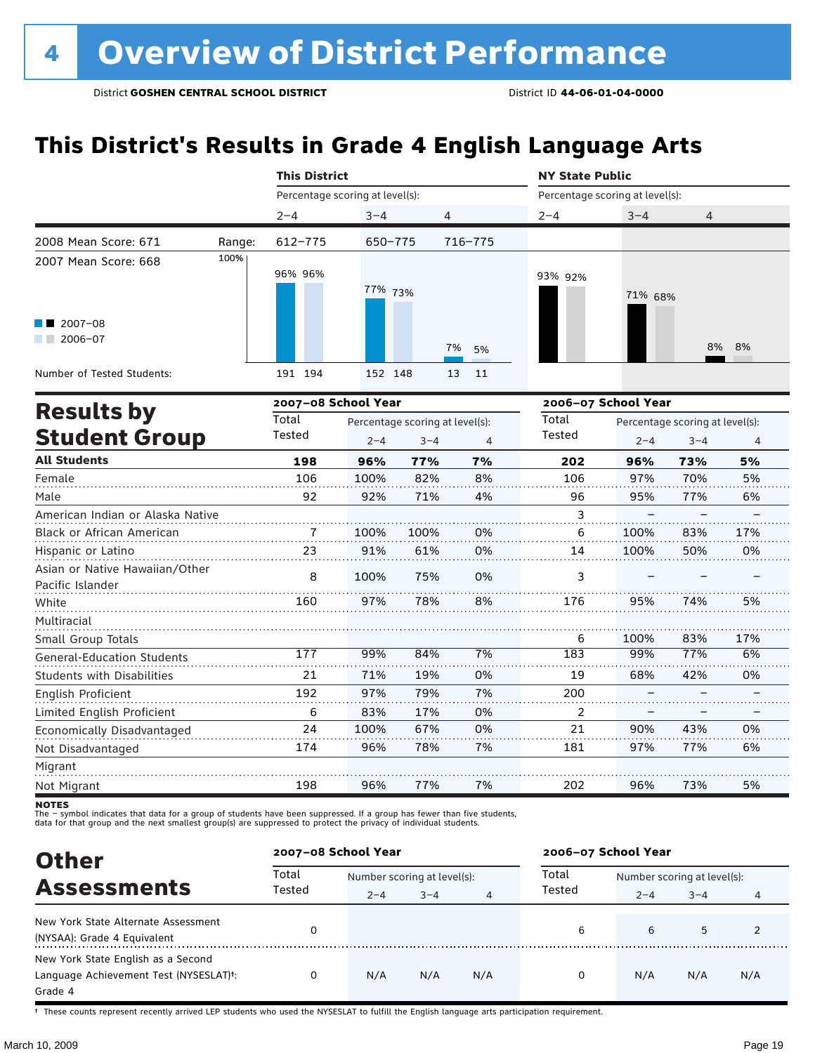# 4 Overview of District Performance

District **GOSHEN CENTRAL SCHOOL DISTRICT** District ID **44-06-01-04-0000**

## This District's Results in Grade 4 English Language Arts

| | | This District | | | NY State Public | | |
|---|---|---|---|---|---|---|---|
| | | Percentage scoring at level(s): | | | Percentage scoring at level(s): | | |
| | | 2–4 | 3–4 | 4 | 2–4 | 3–4 | 4 |
| 2008 Mean Score: 671 | Range: | 612–775 | 650–775 | 716–775 | | | |
| 2007 Mean Score: 668 | | | | | | | |
| 2007–08 | | 96% | 77% | 7% | 93% | 71% | 8% |
| 2006–07 | | 96% | 73% | 5% | 92% | 68% | 8% |
| Number of Tested Students: 2007–08 | | 191 | 152 | 13 | | | |
| Number of Tested Students: 2006–07 | | 194 | 148 | 11 | | | |

## Results by Student Group

| | 2007–08 School Year | | | | 2006–07 School Year | | | |
|---|---|---|---|---|---|---|---|---|
| | Total Tested | Percentage scoring at level(s): | | | Total Tested | Percentage scoring at level(s): | | |
| | | 2–4 | 3–4 | 4 | | 2–4 | 3–4 | 4 |
| **All Students** | **198** | **96%** | **77%** | **7%** | **202** | **96%** | **73%** | **5%** |
| Female | 106 | 100% | 82% | 8% | 106 | 97% | 70% | 5% |
| Male | 92 | 92% | 71% | 4% | 96 | 95% | 77% | 6% |
| American Indian or Alaska Native | | | | | 3 | – | – | – |
| Black or African American | 7 | 100% | 100% | 0% | 6 | 100% | 83% | 17% |
| Hispanic or Latino | 23 | 91% | 61% | 0% | 14 | 100% | 50% | 0% |
| Asian or Native Hawaiian/Other Pacific Islander | 8 | 100% | 75% | 0% | 3 | – | – | – |
| White | 160 | 97% | 78% | 8% | 176 | 95% | 74% | 5% |
| Multiracial | | | | | | | | |
| Small Group Totals | | | | | 6 | 100% | 83% | 17% |
| General-Education Students | 177 | 99% | 84% | 7% | 183 | 99% | 77% | 6% |
| Students with Disabilities | 21 | 71% | 19% | 0% | 19 | 68% | 42% | 0% |
| English Proficient | 192 | 97% | 79% | 7% | 200 | – | – | – |
| Limited English Proficient | 6 | 83% | 17% | 0% | 2 | – | – | – |
| Economically Disadvantaged | 24 | 100% | 67% | 0% | 21 | 90% | 43% | 0% |
| Not Disadvantaged | 174 | 96% | 78% | 7% | 181 | 97% | 77% | 6% |
| Migrant | | | | | | | | |
| Not Migrant | 198 | 96% | 77% | 7% | 202 | 96% | 73% | 5% |

**NOTES**
The – symbol indicates that data for a group of students have been suppressed. If a group has fewer than five students, data for that group and the next smallest group(s) are suppressed to protect the privacy of individual students.

## Other Assessments

| | 2007–08 School Year | | | | 2006–07 School Year | | | |
|---|---|---|---|---|---|---|---|---|
| | Total Tested | Number scoring at level(s): | | | Total Tested | Number scoring at level(s): | | |
| | | 2–4 | 3–4 | 4 | | 2–4 | 3–4 | 4 |
| New York State Alternate Assessment (NYSAA): Grade 4 Equivalent | 0 | | | | 6 | 6 | 5 | 2 |
| New York State English as a Second Language Achievement Test (NYSESLAT)†: Grade 4 | 0 | N/A | N/A | N/A | 0 | N/A | N/A | N/A |

† These counts represent recently arrived LEP students who used the NYSESLAT to fulfill the English language arts participation requirement.

March 10, 2009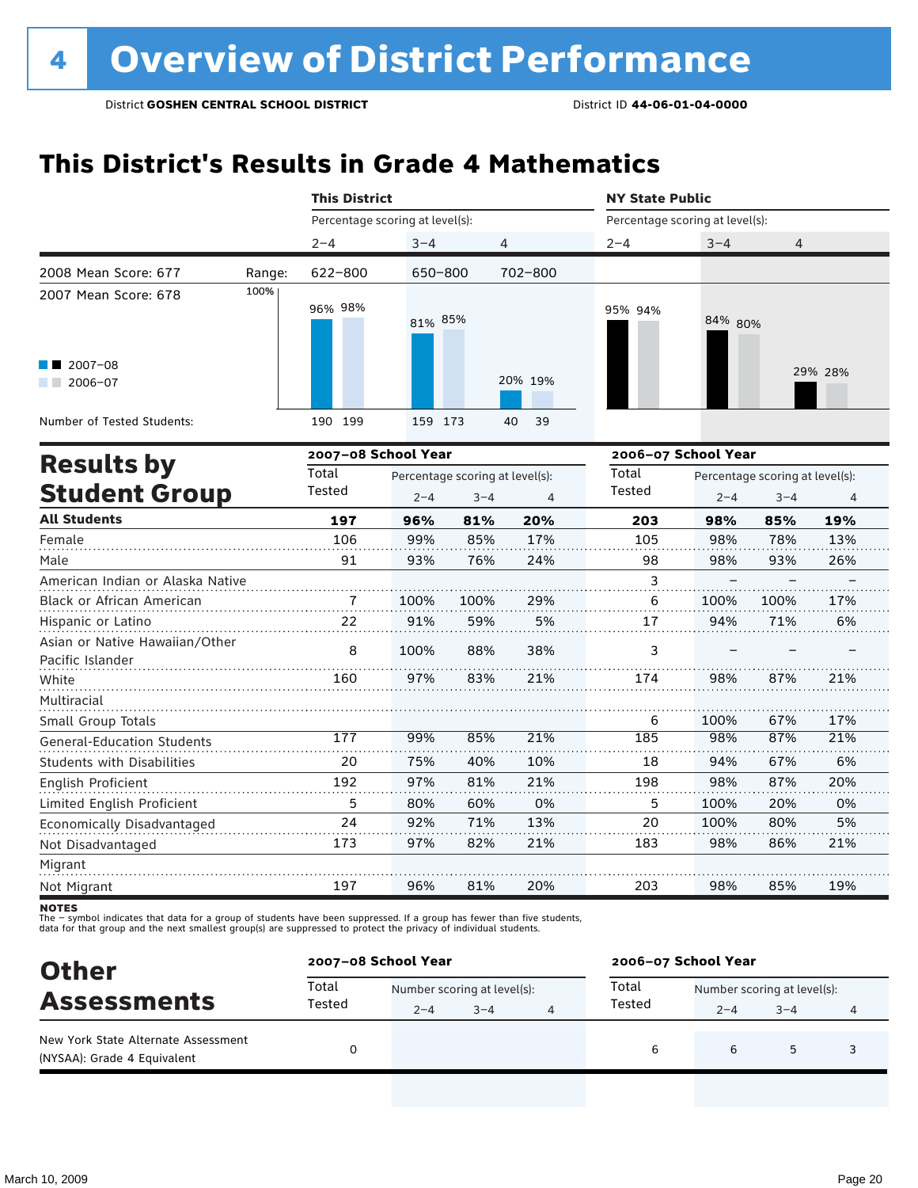# 4 Overview of District Performance

District **GOSHEN CENTRAL SCHOOL DISTRICT** District ID **44-06-01-04-0000**

## This District's Results in Grade 4 Mathematics

| | | This District | | | NY State Public | | |
|---|---|---|---|---|---|---|---|
| | | Percentage scoring at level(s): | | | Percentage scoring at level(s): | | |
| | | 2–4 | 3–4 | 4 | 2–4 | 3–4 | 4 |
| 2008 Mean Score: 677 | Range: | 622–800 | 650–800 | 702–800 | | | |
| 2007 Mean Score: 678 | | | | | | | |
| 2007–08 | | 96% | 81% | 20% | 95% | 84% | 29% |
| 2006–07 | | 98% | 85% | 19% | 94% | 80% | 28% |
| Number of Tested Students: 2007–08 | | 190 | 159 | 40 | | | |
| Number of Tested Students: 2006–07 | | 199 | 173 | 39 | | | |

## Results by Student Group

| | 2007–08 School Year | | | | 2006–07 School Year | | | |
|---|---|---|---|---|---|---|---|---|
| | Total Tested | Percentage scoring at level(s): 2–4 | 3–4 | 4 | Total Tested | Percentage scoring at level(s): 2–4 | 3–4 | 4 |
| **All Students** | **197** | **96%** | **81%** | **20%** | **203** | **98%** | **85%** | **19%** |
| Female | 106 | 99% | 85% | 17% | 105 | 98% | 78% | 13% |
| Male | 91 | 93% | 76% | 24% | 98 | 98% | 93% | 26% |
| American Indian or Alaska Native | | | | | 3 | – | – | – |
| Black or African American | 7 | 100% | 100% | 29% | 6 | 100% | 100% | 17% |
| Hispanic or Latino | 22 | 91% | 59% | 5% | 17 | 94% | 71% | 6% |
| Asian or Native Hawaiian/Other Pacific Islander | 8 | 100% | 88% | 38% | 3 | – | – | – |
| White | 160 | 97% | 83% | 21% | 174 | 98% | 87% | 21% |
| Multiracial | | | | | | | | |
| Small Group Totals | | | | | 6 | 100% | 67% | 17% |
| General-Education Students | 177 | 99% | 85% | 21% | 185 | 98% | 87% | 21% |
| Students with Disabilities | 20 | 75% | 40% | 10% | 18 | 94% | 67% | 6% |
| English Proficient | 192 | 97% | 81% | 21% | 198 | 98% | 87% | 20% |
| Limited English Proficient | 5 | 80% | 60% | 0% | 5 | 100% | 20% | 0% |
| Economically Disadvantaged | 24 | 92% | 71% | 13% | 20 | 100% | 80% | 5% |
| Not Disadvantaged | 173 | 97% | 82% | 21% | 183 | 98% | 86% | 21% |
| Migrant | | | | | | | | |
| Not Migrant | 197 | 96% | 81% | 20% | 203 | 98% | 85% | 19% |

**NOTES**
The – symbol indicates that data for a group of students have been suppressed. If a group has fewer than five students, data for that group and the next smallest group(s) are suppressed to protect the privacy of individual students.

## Other Assessments

| | 2007–08 School Year | | | | 2006–07 School Year | | | |
|---|---|---|---|---|---|---|---|---|
| | Total Tested | Number scoring at level(s): 2–4 | 3–4 | 4 | Total Tested | Number scoring at level(s): 2–4 | 3–4 | 4 |
| New York State Alternate Assessment (NYSAA): Grade 4 Equivalent | 0 | | | | 6 | 6 | 5 | 3 |

March 10, 2009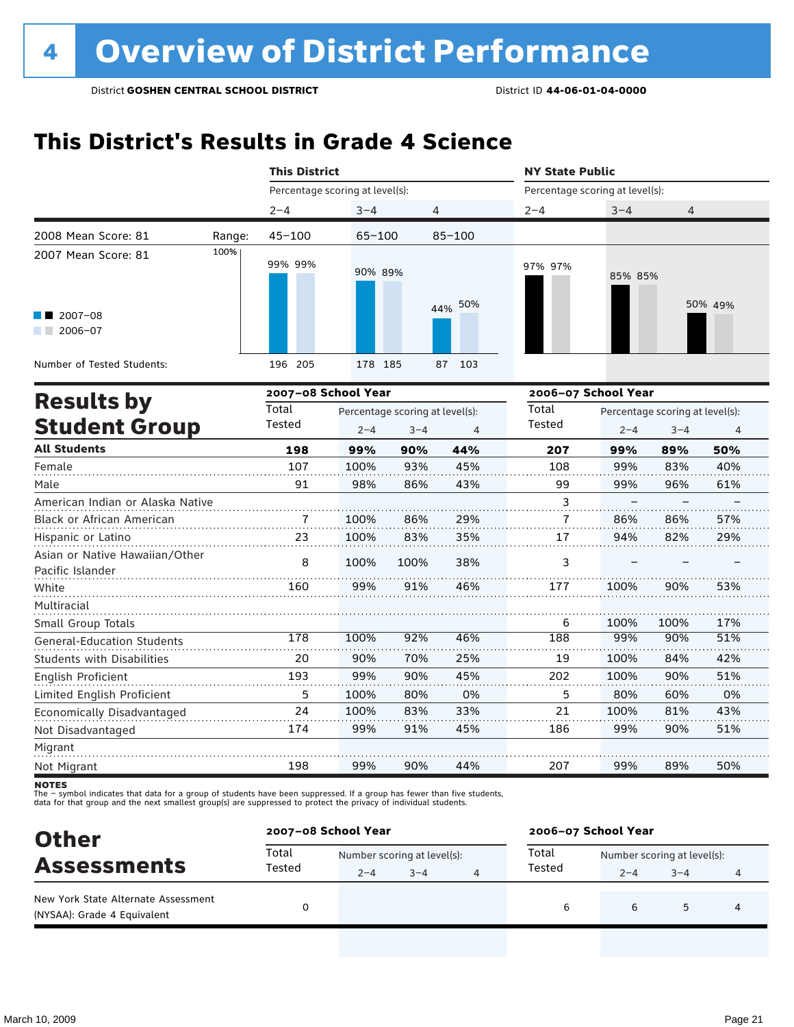# 4 Overview of District Performance

District **GOSHEN CENTRAL SCHOOL DISTRICT** District ID **44-06-01-04-0000**

## This District's Results in Grade 4 Science

| | This District | | | NY State Public | | |
|---|---|---|---|---|---|---|
| | Percentage scoring at level(s): | | | Percentage scoring at level(s): | | |
| | 2–4 | 3–4 | 4 | 2–4 | 3–4 | 4 |
| 2008 Mean Score: 81 — Range: | 45–100 | 65–100 | 85–100 | | | |
| 2007 Mean Score: 81 | | | | | | |
| 2007–08 | 99% | 90% | 44% | 97% | 85% | 50% |
| 2006–07 | 99% | 89% | 50% | 97% | 85% | 49% |
| Number of Tested Students: 2007–08 | 196 | 178 | 87 | | | |
| Number of Tested Students: 2006–07 | 205 | 185 | 103 | | | |

## Results by Student Group

| | 2007–08 School Year | | | | 2006–07 School Year | | | |
|---|---|---|---|---|---|---|---|---|
| | Total Tested | Percentage scoring at level(s): 2–4 | 3–4 | 4 | Total Tested | Percentage scoring at level(s): 2–4 | 3–4 | 4 |
| **All Students** | **198** | **99%** | **90%** | **44%** | **207** | **99%** | **89%** | **50%** |
| Female | 107 | 100% | 93% | 45% | 108 | 99% | 83% | 40% |
| Male | 91 | 98% | 86% | 43% | 99 | 99% | 96% | 61% |
| American Indian or Alaska Native | | | | | 3 | – | – | – |
| Black or African American | 7 | 100% | 86% | 29% | 7 | 86% | 86% | 57% |
| Hispanic or Latino | 23 | 100% | 83% | 35% | 17 | 94% | 82% | 29% |
| Asian or Native Hawaiian/Other Pacific Islander | 8 | 100% | 100% | 38% | 3 | – | – | – |
| White | 160 | 99% | 91% | 46% | 177 | 100% | 90% | 53% |
| Multiracial | | | | | | | | |
| Small Group Totals | | | | | 6 | 100% | 100% | 17% |
| General-Education Students | 178 | 100% | 92% | 46% | 188 | 99% | 90% | 51% |
| Students with Disabilities | 20 | 90% | 70% | 25% | 19 | 100% | 84% | 42% |
| English Proficient | 193 | 99% | 90% | 45% | 202 | 100% | 90% | 51% |
| Limited English Proficient | 5 | 100% | 80% | 0% | 5 | 80% | 60% | 0% |
| Economically Disadvantaged | 24 | 100% | 83% | 33% | 21 | 100% | 81% | 43% |
| Not Disadvantaged | 174 | 99% | 91% | 45% | 186 | 99% | 90% | 51% |
| Migrant | | | | | | | | |
| Not Migrant | 198 | 99% | 90% | 44% | 207 | 99% | 89% | 50% |

**NOTES**
The – symbol indicates that data for a group of students have been suppressed. If a group has fewer than five students, data for that group and the next smallest group(s) are suppressed to protect the privacy of individual students.

## Other Assessments

| | 2007–08 School Year | | | | 2006–07 School Year | | | |
|---|---|---|---|---|---|---|---|---|
| | Total Tested | Number scoring at level(s): 2–4 | 3–4 | 4 | Total Tested | Number scoring at level(s): 2–4 | 3–4 | 4 |
| New York State Alternate Assessment (NYSAA): Grade 4 Equivalent | 0 | | | | 6 | 6 | 5 | 4 |

March 10, 2009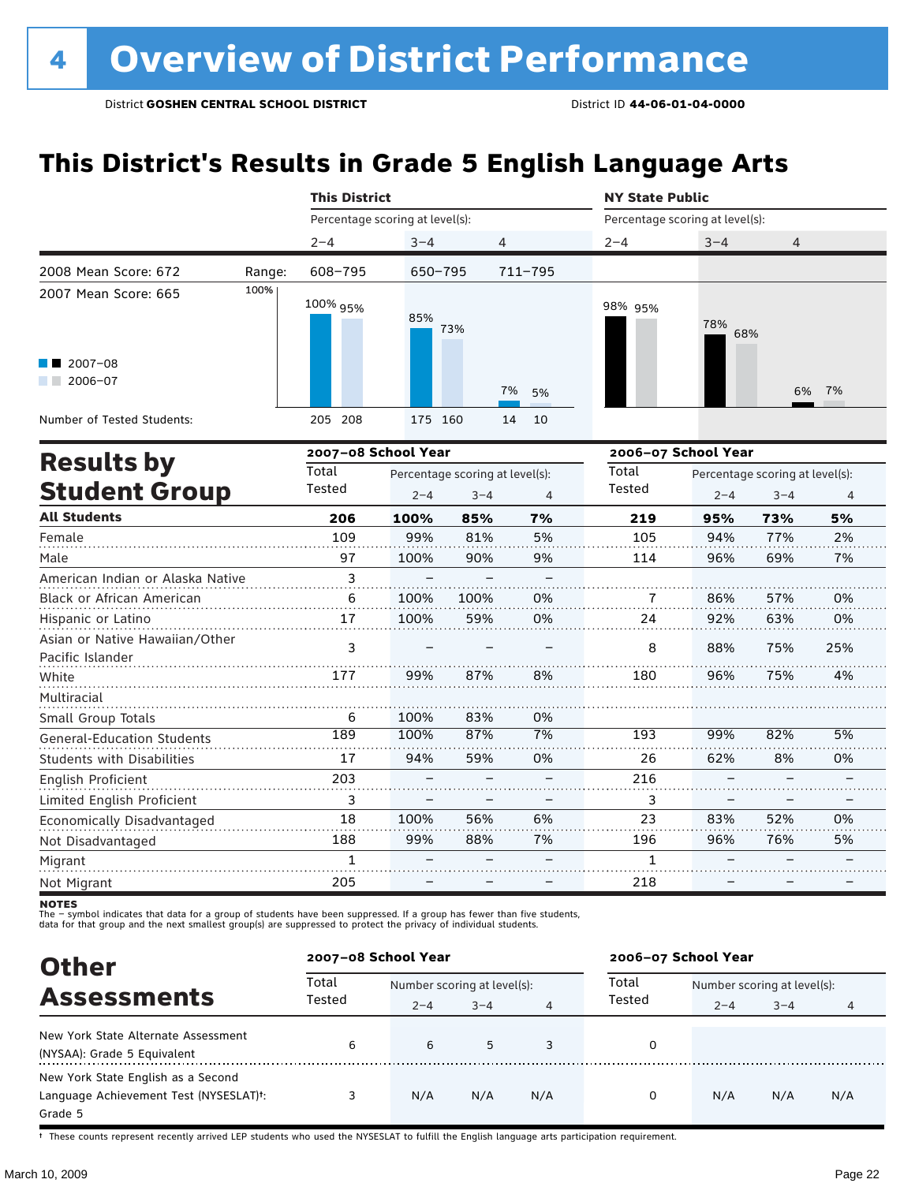# 4 Overview of District Performance

District **GOSHEN CENTRAL SCHOOL DISTRICT** District ID **44-06-01-04-0000**

## This District's Results in Grade 5 English Language Arts

| | This District | | | NY State Public | | |
|---|---|---|---|---|---|---|
| | Percentage scoring at level(s): | | | Percentage scoring at level(s): | | |
| | 2–4 | 3–4 | 4 | 2–4 | 3–4 | 4 |
| Range: | 608–795 | 650–795 | 711–795 | | | |
| 2007–08 | 100% | 85% | 7% | 98% | 78% | 6% |
| 2006–07 | 95% | 73% | 5% | 95% | 68% | 7% |
| Number of Tested Students (2007–08) | 205 | 175 | 14 | | | |
| Number of Tested Students (2006–07) | 208 | 160 | 10 | | | |

2008 Mean Score: 672

2007 Mean Score: 665

## Results by Student Group

| | 2007–08 School Year | | | | 2006–07 School Year | | | |
|---|---|---|---|---|---|---|---|---|
| | Total Tested | Percentage scoring at level(s): | | | Total Tested | Percentage scoring at level(s): | | |
| | | 2–4 | 3–4 | 4 | | 2–4 | 3–4 | 4 |
| **All Students** | **206** | **100%** | **85%** | **7%** | **219** | **95%** | **73%** | **5%** |
| Female | 109 | 99% | 81% | 5% | 105 | 94% | 77% | 2% |
| Male | 97 | 100% | 90% | 9% | 114 | 96% | 69% | 7% |
| American Indian or Alaska Native | 3 | – | – | – | | | | |
| Black or African American | 6 | 100% | 100% | 0% | 7 | 86% | 57% | 0% |
| Hispanic or Latino | 17 | 100% | 59% | 0% | 24 | 92% | 63% | 0% |
| Asian or Native Hawaiian/Other Pacific Islander | 3 | – | – | – | 8 | 88% | 75% | 25% |
| White | 177 | 99% | 87% | 8% | 180 | 96% | 75% | 4% |
| Multiracial | | | | | | | | |
| Small Group Totals | 6 | 100% | 83% | 0% | | | | |
| General-Education Students | 189 | 100% | 87% | 7% | 193 | 99% | 82% | 5% |
| Students with Disabilities | 17 | 94% | 59% | 0% | 26 | 62% | 8% | 0% |
| English Proficient | 203 | – | – | – | 216 | – | – | – |
| Limited English Proficient | 3 | – | – | – | 3 | – | – | – |
| Economically Disadvantaged | 18 | 100% | 56% | 6% | 23 | 83% | 52% | 0% |
| Not Disadvantaged | 188 | 99% | 88% | 7% | 196 | 96% | 76% | 5% |
| Migrant | 1 | – | – | – | 1 | – | – | – |
| Not Migrant | 205 | – | – | – | 218 | – | – | – |

**NOTES**

The – symbol indicates that data for a group of students have been suppressed. If a group has fewer than five students, data for that group and the next smallest group(s) are suppressed to protect the privacy of individual students.

## Other Assessments

| | 2007–08 School Year | | | | 2006–07 School Year | | | |
|---|---|---|---|---|---|---|---|---|
| | Total Tested | Number scoring at level(s): | | | Total Tested | Number scoring at level(s): | | |
| | | 2–4 | 3–4 | 4 | | 2–4 | 3–4 | 4 |
| New York State Alternate Assessment (NYSAA): Grade 5 Equivalent | 6 | 6 | 5 | 3 | 0 | | | |
| New York State English as a Second Language Achievement Test (NYSESLAT)†: Grade 5 | 3 | N/A | N/A | N/A | 0 | N/A | N/A | N/A |

† These counts represent recently arrived LEP students who used the NYSESLAT to fulfill the English language arts participation requirement.

March 10, 2009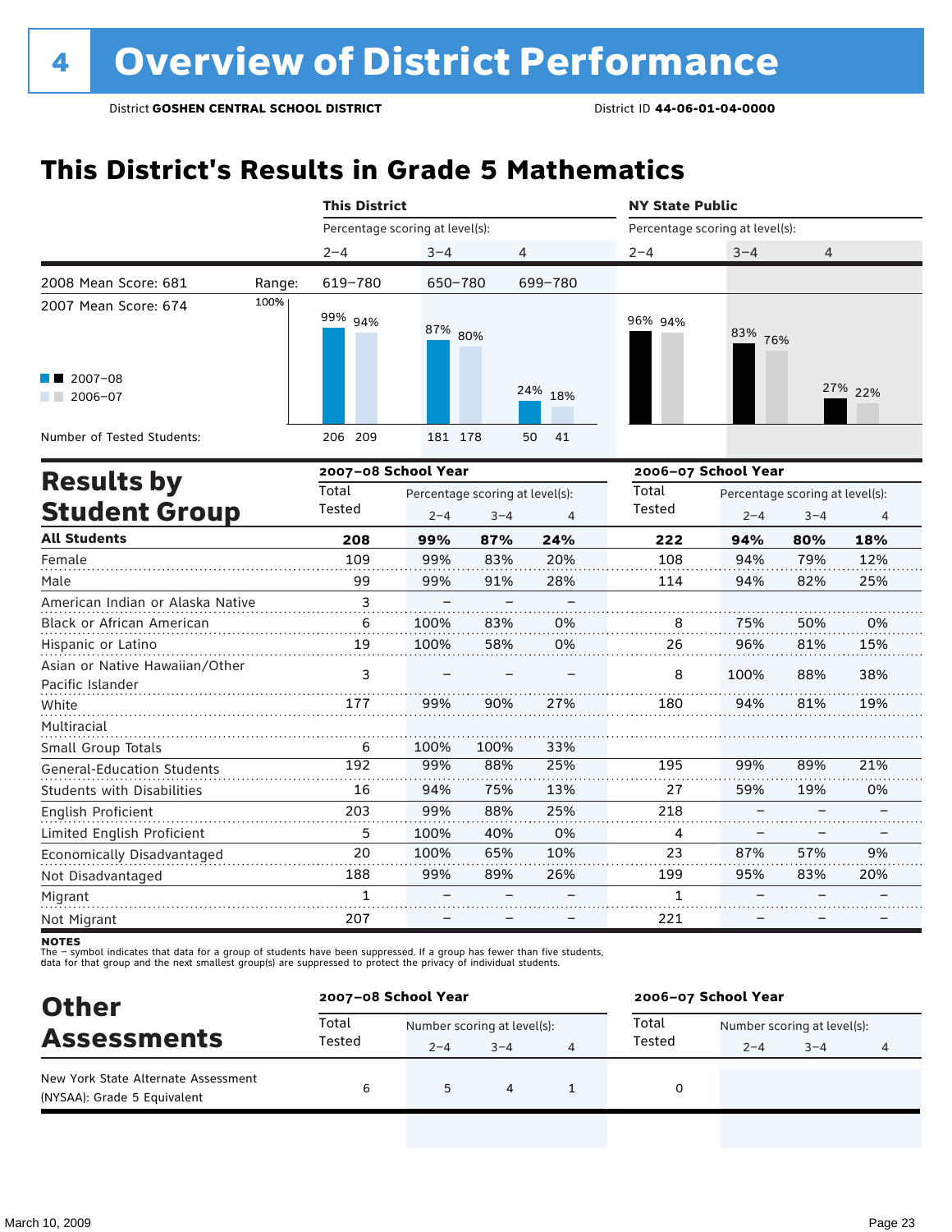# 4 Overview of District Performance

District **GOSHEN CENTRAL SCHOOL DISTRICT** District ID **44-06-01-04-0000**

## This District's Results in Grade 5 Mathematics

| | | This District | | | NY State Public | | |
|---|---|---|---|---|---|---|---|
| | | Percentage scoring at level(s): | | | Percentage scoring at level(s): | | |
| | | 2–4 | 3–4 | 4 | 2–4 | 3–4 | 4 |
| 2008 Mean Score: 681 | Range: | 619–780 | 650–780 | 699–780 | | | |
| 2007 Mean Score: 674 | | | | | | | |
| 2007–08 | | 99% | 87% | 24% | 96% | 83% | 27% |
| 2006–07 | | 94% | 80% | 18% | 94% | 76% | 22% |
| Number of Tested Students: 2007–08 | | 206 | 181 | 50 | | | |
| Number of Tested Students: 2006–07 | | 209 | 178 | 41 | | | |

## Results by Student Group

| | 2007–08 School Year | | | | 2006–07 School Year | | | |
|---|---|---|---|---|---|---|---|---|
| | Total Tested | Percentage scoring at level(s): | | | Total Tested | Percentage scoring at level(s): | | |
| | | 2–4 | 3–4 | 4 | | 2–4 | 3–4 | 4 |
| **All Students** | **208** | **99%** | **87%** | **24%** | **222** | **94%** | **80%** | **18%** |
| Female | 109 | 99% | 83% | 20% | 108 | 94% | 79% | 12% |
| Male | 99 | 99% | 91% | 28% | 114 | 94% | 82% | 25% |
| American Indian or Alaska Native | 3 | – | – | – | | | | |
| Black or African American | 6 | 100% | 83% | 0% | 8 | 75% | 50% | 0% |
| Hispanic or Latino | 19 | 100% | 58% | 0% | 26 | 96% | 81% | 15% |
| Asian or Native Hawaiian/Other Pacific Islander | 3 | – | – | – | 8 | 100% | 88% | 38% |
| White | 177 | 99% | 90% | 27% | 180 | 94% | 81% | 19% |
| Multiracial | | | | | | | | |
| Small Group Totals | 6 | 100% | 100% | 33% | | | | |
| General-Education Students | 192 | 99% | 88% | 25% | 195 | 99% | 89% | 21% |
| Students with Disabilities | 16 | 94% | 75% | 13% | 27 | 59% | 19% | 0% |
| English Proficient | 203 | 99% | 88% | 25% | 218 | – | – | – |
| Limited English Proficient | 5 | 100% | 40% | 0% | 4 | – | – | – |
| Economically Disadvantaged | 20 | 100% | 65% | 10% | 23 | 87% | 57% | 9% |
| Not Disadvantaged | 188 | 99% | 89% | 26% | 199 | 95% | 83% | 20% |
| Migrant | 1 | – | – | – | 1 | – | – | – |
| Not Migrant | 207 | – | – | – | 221 | – | – | – |

**NOTES**
The – symbol indicates that data for a group of students have been suppressed. If a group has fewer than five students, data for that group and the next smallest group(s) are suppressed to protect the privacy of individual students.

## Other Assessments

| | 2007–08 School Year | | | | 2006–07 School Year | | | |
|---|---|---|---|---|---|---|---|---|
| | Total Tested | Number scoring at level(s): | | | Total Tested | Number scoring at level(s): | | |
| | | 2–4 | 3–4 | 4 | | 2–4 | 3–4 | 4 |
| New York State Alternate Assessment (NYSAA): Grade 5 Equivalent | 6 | 5 | 4 | 1 | 0 | | | |

March 10, 2009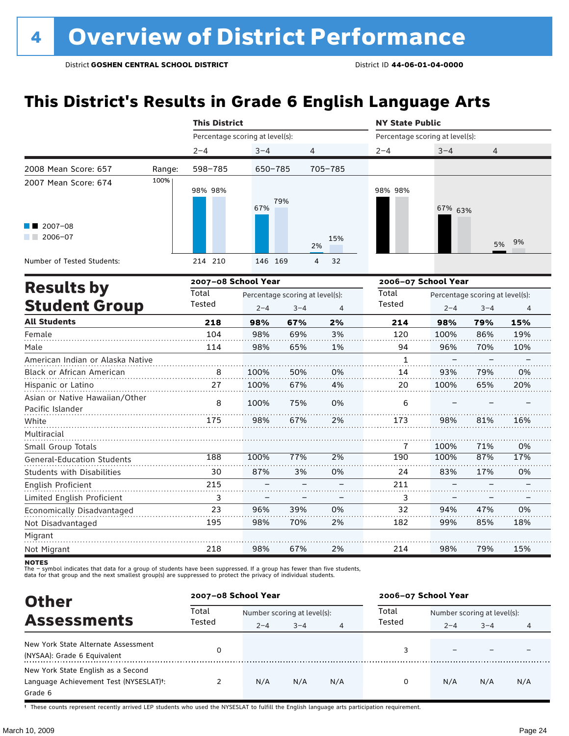# 4 Overview of District Performance

District **GOSHEN CENTRAL SCHOOL DISTRICT** District ID **44-06-01-04-0000**

## This District's Results in Grade 6 English Language Arts

| | | This District | | | NY State Public | | |
|---|---|---|---|---|---|---|---|
| | | Percentage scoring at level(s): | | | Percentage scoring at level(s): | | |
| | | 2–4 | 3–4 | 4 | 2–4 | 3–4 | 4 |
| 2008 Mean Score: 657 | Range: | 598–785 | 650–785 | 705–785 | | | |
| 2007 Mean Score: 674 | | | | | | | |
| 2007–08 | | 98% | 67% | 2% | 98% | 67% | 5% |
| 2006–07 | | 98% | 79% | 15% | 98% | 63% | 9% |
| Number of Tested Students: 2007–08 | | 214 | 146 | 4 | | | |
| Number of Tested Students: 2006–07 | | 210 | 169 | 32 | | | |

## Results by Student Group

| | 2007–08 School Year | | | | 2006–07 School Year | | | |
|---|---|---|---|---|---|---|---|---|
| | Total Tested | Percentage scoring at level(s): 2–4 | 3–4 | 4 | Total Tested | Percentage scoring at level(s): 2–4 | 3–4 | 4 |
| **All Students** | **218** | **98%** | **67%** | **2%** | **214** | **98%** | **79%** | **15%** |
| Female | 104 | 98% | 69% | 3% | 120 | 100% | 86% | 19% |
| Male | 114 | 98% | 65% | 1% | 94 | 96% | 70% | 10% |
| American Indian or Alaska Native | | | | | 1 | – | – | – |
| Black or African American | 8 | 100% | 50% | 0% | 14 | 93% | 79% | 0% |
| Hispanic or Latino | 27 | 100% | 67% | 4% | 20 | 100% | 65% | 20% |
| Asian or Native Hawaiian/Other Pacific Islander | 8 | 100% | 75% | 0% | 6 | – | – | – |
| White | 175 | 98% | 67% | 2% | 173 | 98% | 81% | 16% |
| Multiracial | | | | | | | | |
| Small Group Totals | | | | | 7 | 100% | 71% | 0% |
| General-Education Students | 188 | 100% | 77% | 2% | 190 | 100% | 87% | 17% |
| Students with Disabilities | 30 | 87% | 3% | 0% | 24 | 83% | 17% | 0% |
| English Proficient | 215 | – | – | – | 211 | – | – | – |
| Limited English Proficient | 3 | – | – | – | 3 | – | – | – |
| Economically Disadvantaged | 23 | 96% | 39% | 0% | 32 | 94% | 47% | 0% |
| Not Disadvantaged | 195 | 98% | 70% | 2% | 182 | 99% | 85% | 18% |
| Migrant | | | | | | | | |
| Not Migrant | 218 | 98% | 67% | 2% | 214 | 98% | 79% | 15% |

**NOTES**
The – symbol indicates that data for a group of students have been suppressed. If a group has fewer than five students, data for that group and the next smallest group(s) are suppressed to protect the privacy of individual students.

## Other Assessments

| | 2007–08 School Year | | | | 2006–07 School Year | | | |
|---|---|---|---|---|---|---|---|---|
| | Total Tested | Number scoring at level(s): 2–4 | 3–4 | 4 | Total Tested | Number scoring at level(s): 2–4 | 3–4 | 4 |
| New York State Alternate Assessment (NYSAA): Grade 6 Equivalent | 0 | | | | 3 | – | – | – |
| New York State English as a Second Language Achievement Test (NYSESLAT)†: Grade 6 | 2 | N/A | N/A | N/A | 0 | N/A | N/A | N/A |

† These counts represent recently arrived LEP students who used the NYSESLAT to fulfill the English language arts participation requirement.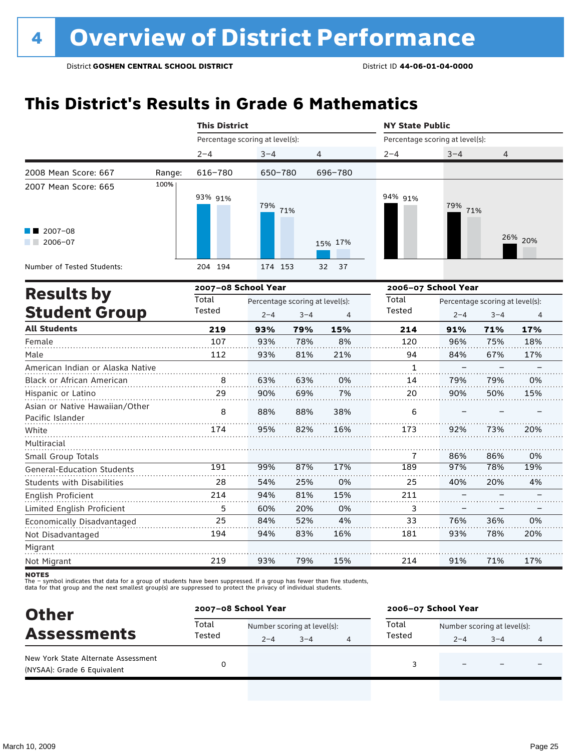# 4 Overview of District Performance

District **GOSHEN CENTRAL SCHOOL DISTRICT** District ID **44-06-01-04-0000**

## This District's Results in Grade 6 Mathematics

| | This District | | | NY State Public | | |
|---|---|---|---|---|---|---|
| | Percentage scoring at level(s): | | | Percentage scoring at level(s): | | |
| | 2–4 | 3–4 | 4 | 2–4 | 3–4 | 4 |
| Range: | 616–780 | 650–780 | 696–780 | | | |
| 2007–08 | 93% | 79% | 15% | 94% | 79% | 26% |
| 2006–07 | 91% | 71% | 17% | 91% | 71% | 20% |
| Number of Tested Students (2007–08) | 204 | 174 | 32 | | | |
| Number of Tested Students (2006–07) | 194 | 153 | 37 | | | |

2008 Mean Score: 667

2007 Mean Score: 665

## Results by Student Group

| | 2007–08 School Year | | | | 2006–07 School Year | | | |
|---|---|---|---|---|---|---|---|---|
| | Total Tested | Percentage scoring at level(s): | | | Total Tested | Percentage scoring at level(s): | | |
| | | 2–4 | 3–4 | 4 | | 2–4 | 3–4 | 4 |
| **All Students** | **219** | **93%** | **79%** | **15%** | **214** | **91%** | **71%** | **17%** |
| Female | 107 | 93% | 78% | 8% | 120 | 96% | 75% | 18% |
| Male | 112 | 93% | 81% | 21% | 94 | 84% | 67% | 17% |
| American Indian or Alaska Native | | | | | 1 | – | – | – |
| Black or African American | 8 | 63% | 63% | 0% | 14 | 79% | 79% | 0% |
| Hispanic or Latino | 29 | 90% | 69% | 7% | 20 | 90% | 50% | 15% |
| Asian or Native Hawaiian/Other Pacific Islander | 8 | 88% | 88% | 38% | 6 | – | – | – |
| White | 174 | 95% | 82% | 16% | 173 | 92% | 73% | 20% |
| Multiracial | | | | | | | | |
| Small Group Totals | | | | | 7 | 86% | 86% | 0% |
| General-Education Students | 191 | 99% | 87% | 17% | 189 | 97% | 78% | 19% |
| Students with Disabilities | 28 | 54% | 25% | 0% | 25 | 40% | 20% | 4% |
| English Proficient | 214 | 94% | 81% | 15% | 211 | – | – | – |
| Limited English Proficient | 5 | 60% | 20% | 0% | 3 | – | – | – |
| Economically Disadvantaged | 25 | 84% | 52% | 4% | 33 | 76% | 36% | 0% |
| Not Disadvantaged | 194 | 94% | 83% | 16% | 181 | 93% | 78% | 20% |
| Migrant | | | | | | | | |
| Not Migrant | 219 | 93% | 79% | 15% | 214 | 91% | 71% | 17% |

**NOTES**
The – symbol indicates that data for a group of students have been suppressed. If a group has fewer than five students, data for that group and the next smallest group(s) are suppressed to protect the privacy of individual students.

## Other Assessments

| | 2007–08 School Year | | | | 2006–07 School Year | | | |
|---|---|---|---|---|---|---|---|---|
| | Total Tested | Number scoring at level(s): | | | Total Tested | Number scoring at level(s): | | |
| | | 2–4 | 3–4 | 4 | | 2–4 | 3–4 | 4 |
| New York State Alternate Assessment (NYSAA): Grade 6 Equivalent | 0 | | | | 3 | – | – | – |

March 10, 2009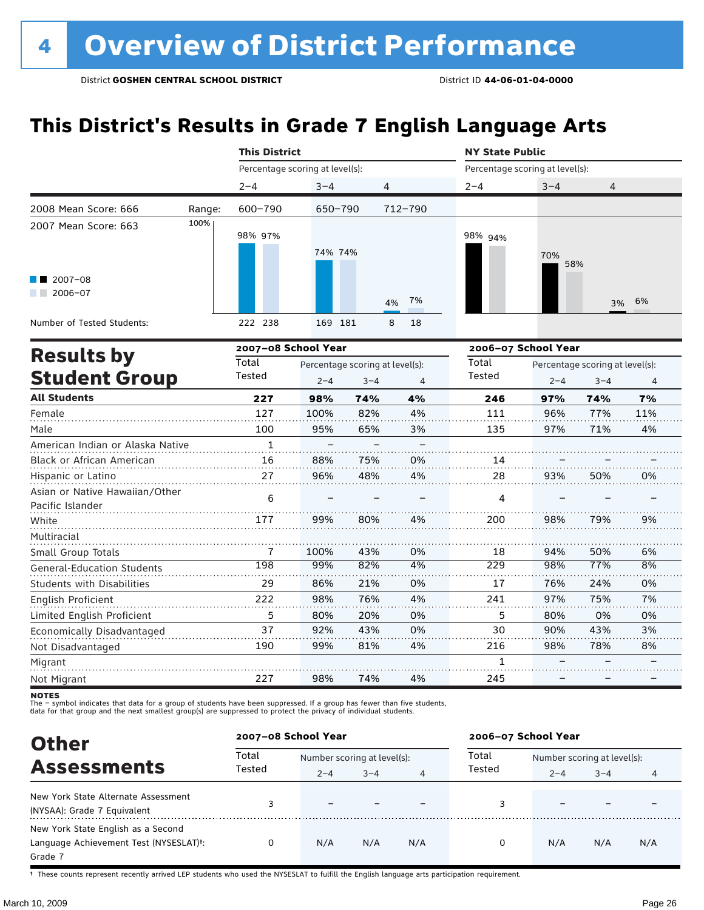# 4 Overview of District Performance

District **GOSHEN CENTRAL SCHOOL DISTRICT** District ID **44-06-01-04-0000**

## This District's Results in Grade 7 English Language Arts

| | This District | | | NY State Public | | |
|---|---|---|---|---|---|---|
| | Percentage scoring at level(s): | | | Percentage scoring at level(s): | | |
| | 2–4 | 3–4 | 4 | 2–4 | 3–4 | 4 |
| 2008 Mean Score: 666 — Range: | 600–790 | 650–790 | 712–790 | | | |
| 2007 Mean Score: 663 | | | | | | |
| 2007–08 | 98% | 74% | 4% | 98% | 70% | 3% |
| 2006–07 | 97% | 74% | 7% | 94% | 58% | 6% |
| Number of Tested Students (2007–08 / 2006–07): | 222 / 238 | 169 / 181 | 8 / 18 | | | |

## Results by Student Group

| | 2007–08 School Year | | | | 2006–07 School Year | | | |
|---|---|---|---|---|---|---|---|---|
| | Total Tested | Percentage scoring at level(s): | | | Total Tested | Percentage scoring at level(s): | | |
| | | 2–4 | 3–4 | 4 | | 2–4 | 3–4 | 4 |
| **All Students** | **227** | **98%** | **74%** | **4%** | **246** | **97%** | **74%** | **7%** |
| Female | 127 | 100% | 82% | 4% | 111 | 96% | 77% | 11% |
| Male | 100 | 95% | 65% | 3% | 135 | 97% | 71% | 4% |
| American Indian or Alaska Native | 1 | – | – | – | | | | |
| Black or African American | 16 | 88% | 75% | 0% | 14 | – | – | – |
| Hispanic or Latino | 27 | 96% | 48% | 4% | 28 | 93% | 50% | 0% |
| Asian or Native Hawaiian/Other Pacific Islander | 6 | – | – | – | 4 | – | – | – |
| White | 177 | 99% | 80% | 4% | 200 | 98% | 79% | 9% |
| Multiracial | | | | | | | | |
| Small Group Totals | 7 | 100% | 43% | 0% | 18 | 94% | 50% | 6% |
| General-Education Students | 198 | 99% | 82% | 4% | 229 | 98% | 77% | 8% |
| Students with Disabilities | 29 | 86% | 21% | 0% | 17 | 76% | 24% | 0% |
| English Proficient | 222 | 98% | 76% | 4% | 241 | 97% | 75% | 7% |
| Limited English Proficient | 5 | 80% | 20% | 0% | 5 | 80% | 0% | 0% |
| Economically Disadvantaged | 37 | 92% | 43% | 0% | 30 | 90% | 43% | 3% |
| Not Disadvantaged | 190 | 99% | 81% | 4% | 216 | 98% | 78% | 8% |
| Migrant | | | | | 1 | – | – | – |
| Not Migrant | 227 | 98% | 74% | 4% | 245 | – | – | – |

**NOTES**
The – symbol indicates that data for a group of students have been suppressed. If a group has fewer than five students, data for that group and the next smallest group(s) are suppressed to protect the privacy of individual students.

## Other Assessments

| | 2007–08 School Year | | | | 2006–07 School Year | | | |
|---|---|---|---|---|---|---|---|---|
| | Total Tested | Number scoring at level(s): | | | Total Tested | Number scoring at level(s): | | |
| | | 2–4 | 3–4 | 4 | | 2–4 | 3–4 | 4 |
| New York State Alternate Assessment (NYSAA): Grade 7 Equivalent | 3 | – | – | – | 3 | – | – | – |
| New York State English as a Second Language Achievement Test (NYSESLAT)†: Grade 7 | 0 | N/A | N/A | N/A | 0 | N/A | N/A | N/A |

† These counts represent recently arrived LEP students who used the NYSESLAT to fulfill the English language arts participation requirement.

March 10, 2009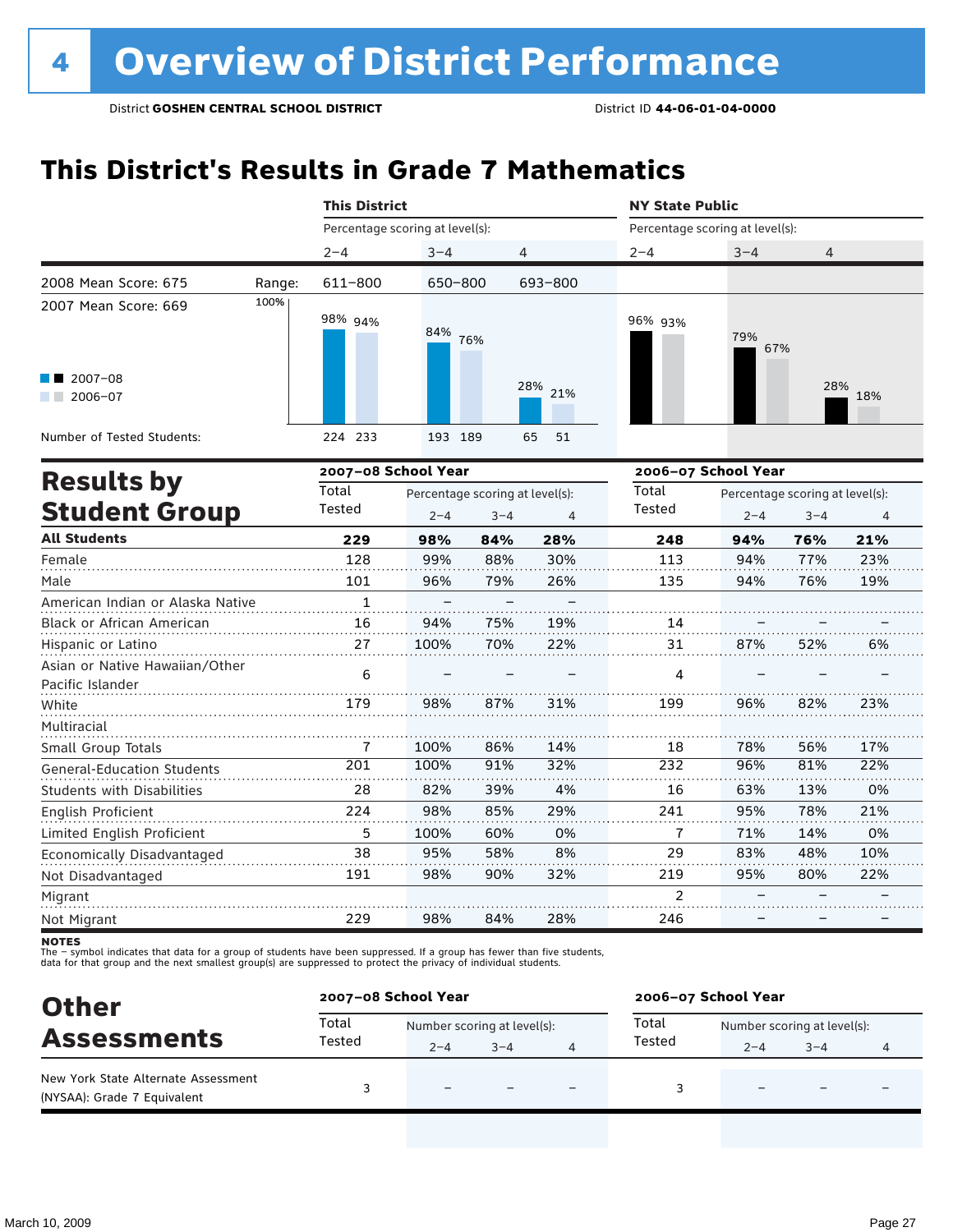# 4 Overview of District Performance

District **GOSHEN CENTRAL SCHOOL DISTRICT** District ID **44-06-01-04-0000**

## This District's Results in Grade 7 Mathematics

| | | This District | | | NY State Public | | |
|---|---|---|---|---|---|---|---|
| | | Percentage scoring at level(s): | | | Percentage scoring at level(s): | | |
| | | 2–4 | 3–4 | 4 | 2–4 | 3–4 | 4 |
| 2008 Mean Score: 675 | Range: | 611–800 | 650–800 | 693–800 | | | |
| 2007 Mean Score: 669 | | | | | | | |
| 2007–08 | | 98% | 84% | 28% | 96% | 79% | 28% |
| 2006–07 | | 94% | 76% | 21% | 93% | 67% | 18% |
| Number of Tested Students: 2007–08 | | 224 | 193 | 65 | | | |
| Number of Tested Students: 2006–07 | | 233 | 189 | 51 | | | |

## Results by Student Group

| | 2007–08 School Year | | | | 2006–07 School Year | | | |
|---|---|---|---|---|---|---|---|---|
| | Total Tested | Percentage scoring at level(s): | | | Total Tested | Percentage scoring at level(s): | | |
| | | 2–4 | 3–4 | 4 | | 2–4 | 3–4 | 4 |
| **All Students** | **229** | **98%** | **84%** | **28%** | **248** | **94%** | **76%** | **21%** |
| Female | 128 | 99% | 88% | 30% | 113 | 94% | 77% | 23% |
| Male | 101 | 96% | 79% | 26% | 135 | 94% | 76% | 19% |
| American Indian or Alaska Native | 1 | – | – | – | | | | |
| Black or African American | 16 | 94% | 75% | 19% | 14 | – | – | – |
| Hispanic or Latino | 27 | 100% | 70% | 22% | 31 | 87% | 52% | 6% |
| Asian or Native Hawaiian/Other Pacific Islander | 6 | – | – | – | 4 | – | – | – |
| White | 179 | 98% | 87% | 31% | 199 | 96% | 82% | 23% |
| Multiracial | | | | | | | | |
| Small Group Totals | 7 | 100% | 86% | 14% | 18 | 78% | 56% | 17% |
| General-Education Students | 201 | 100% | 91% | 32% | 232 | 96% | 81% | 22% |
| Students with Disabilities | 28 | 82% | 39% | 4% | 16 | 63% | 13% | 0% |
| English Proficient | 224 | 98% | 85% | 29% | 241 | 95% | 78% | 21% |
| Limited English Proficient | 5 | 100% | 60% | 0% | 7 | 71% | 14% | 0% |
| Economically Disadvantaged | 38 | 95% | 58% | 8% | 29 | 83% | 48% | 10% |
| Not Disadvantaged | 191 | 98% | 90% | 32% | 219 | 95% | 80% | 22% |
| Migrant | | | | | 2 | – | – | – |
| Not Migrant | 229 | 98% | 84% | 28% | 246 | – | – | – |

**NOTES**
The – symbol indicates that data for a group of students have been suppressed. If a group has fewer than five students, data for that group and the next smallest group(s) are suppressed to protect the privacy of individual students.

## Other Assessments

| | 2007–08 School Year | | | | 2006–07 School Year | | | |
|---|---|---|---|---|---|---|---|---|
| | Total Tested | Number scoring at level(s): | | | Total Tested | Number scoring at level(s): | | |
| | | 2–4 | 3–4 | 4 | | 2–4 | 3–4 | 4 |
| New York State Alternate Assessment (NYSAA): Grade 7 Equivalent | 3 | – | – | – | 3 | – | – | – |

March 10, 2009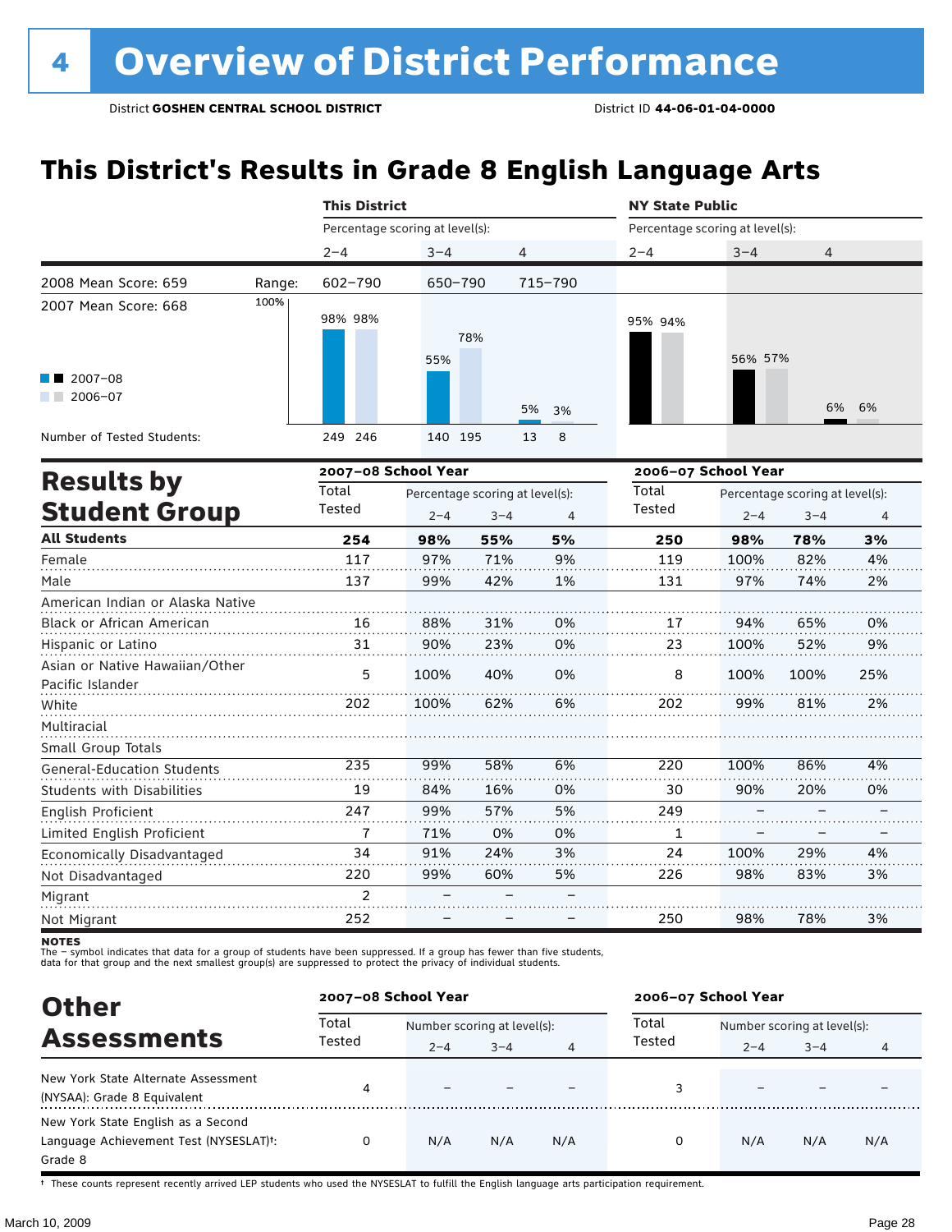# 4 Overview of District Performance

District **GOSHEN CENTRAL SCHOOL DISTRICT** District ID **44-06-01-04-0000**

## This District's Results in Grade 8 English Language Arts

| | This District | | | NY State Public | | |
|---|---|---|---|---|---|---|
| | Percentage scoring at level(s): | | | Percentage scoring at level(s): | | |
| | 2–4 | 3–4 | 4 | 2–4 | 3–4 | 4 |
| Range: | 602–790 | 650–790 | 715–790 | | | |
| 2007–08 | 98% | 55% | 5% | 95% | 56% | 6% |
| 2006–07 | 98% | 78% | 3% | 94% | 57% | 6% |
| Number of Tested Students: 2007–08 | 249 | 140 | 13 | | | |
| Number of Tested Students: 2006–07 | 246 | 195 | 8 | | | |

2008 Mean Score: 659

2007 Mean Score: 668

## Results by Student Group

| | 2007–08 School Year | | | | 2006–07 School Year | | | |
|---|---|---|---|---|---|---|---|---|
| | Total Tested | Percentage scoring at level(s): 2–4 | 3–4 | 4 | Total Tested | Percentage scoring at level(s): 2–4 | 3–4 | 4 |
| **All Students** | **254** | **98%** | **55%** | **5%** | **250** | **98%** | **78%** | **3%** |
| Female | 117 | 97% | 71% | 9% | 119 | 100% | 82% | 4% |
| Male | 137 | 99% | 42% | 1% | 131 | 97% | 74% | 2% |
| American Indian or Alaska Native | | | | | | | | |
| Black or African American | 16 | 88% | 31% | 0% | 17 | 94% | 65% | 0% |
| Hispanic or Latino | 31 | 90% | 23% | 0% | 23 | 100% | 52% | 9% |
| Asian or Native Hawaiian/Other Pacific Islander | 5 | 100% | 40% | 0% | 8 | 100% | 100% | 25% |
| White | 202 | 100% | 62% | 6% | 202 | 99% | 81% | 2% |
| Multiracial | | | | | | | | |
| Small Group Totals | | | | | | | | |
| General-Education Students | 235 | 99% | 58% | 6% | 220 | 100% | 86% | 4% |
| Students with Disabilities | 19 | 84% | 16% | 0% | 30 | 90% | 20% | 0% |
| English Proficient | 247 | 99% | 57% | 5% | 249 | – | – | – |
| Limited English Proficient | 7 | 71% | 0% | 0% | 1 | – | – | – |
| Economically Disadvantaged | 34 | 91% | 24% | 3% | 24 | 100% | 29% | 4% |
| Not Disadvantaged | 220 | 99% | 60% | 5% | 226 | 98% | 83% | 3% |
| Migrant | 2 | – | – | – | | | | |
| Not Migrant | 252 | – | – | – | 250 | 98% | 78% | 3% |

**NOTES**
The – symbol indicates that data for a group of students have been suppressed. If a group has fewer than five students, data for that group and the next smallest group(s) are suppressed to protect the privacy of individual students.

## Other Assessments

| | 2007–08 School Year | | | | 2006–07 School Year | | | |
|---|---|---|---|---|---|---|---|---|
| | Total Tested | Number scoring at level(s): 2–4 | 3–4 | 4 | Total Tested | Number scoring at level(s): 2–4 | 3–4 | 4 |
| New York State Alternate Assessment (NYSAA): Grade 8 Equivalent | 4 | – | – | – | 3 | – | – | – |
| New York State English as a Second Language Achievement Test (NYSESLAT)†: Grade 8 | 0 | N/A | N/A | N/A | 0 | N/A | N/A | N/A |

† These counts represent recently arrived LEP students who used the NYSESLAT to fulfill the English language arts participation requirement.

March 10, 2009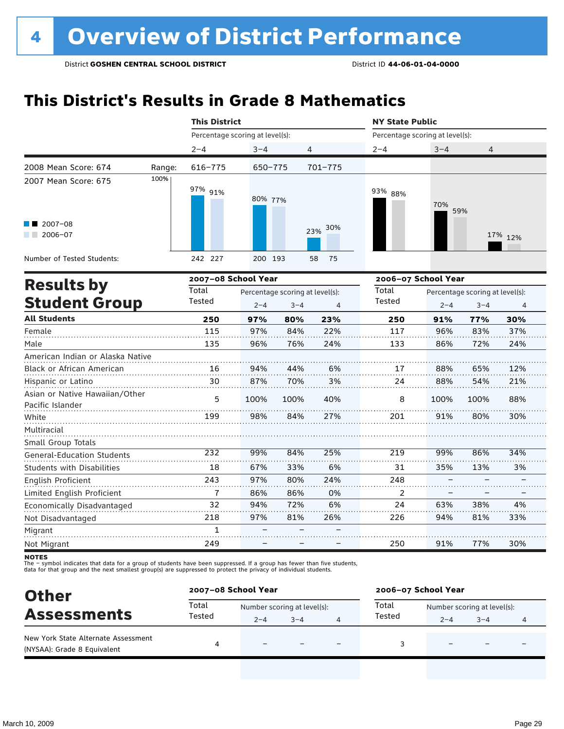# 4 Overview of District Performance

District **GOSHEN CENTRAL SCHOOL DISTRICT** District ID **44-06-01-04-0000**

## This District's Results in Grade 8 Mathematics

| | | This District | | | NY State Public | | |
|---|---|---|---|---|---|---|---|
| | | Percentage scoring at level(s): | | | Percentage scoring at level(s): | | |
| | | 2–4 | 3–4 | 4 | 2–4 | 3–4 | 4 |
| 2008 Mean Score: 674 | Range: | 616–775 | 650–775 | 701–775 | | | |
| 2007 Mean Score: 675 | | | | | | | |
| 2007–08 | | 97% | 80% | 23% | 93% | 70% | 17% |
| 2006–07 | | 91% | 77% | 30% | 88% | 59% | 12% |
| Number of Tested Students: 2007–08 | | 242 | 200 | 58 | | | |
| Number of Tested Students: 2006–07 | | 227 | 193 | 75 | | | |

## Results by Student Group

| | 2007–08 School Year | | | | 2006–07 School Year | | | |
|---|---|---|---|---|---|---|---|---|
| | Total Tested | Percentage scoring at level(s): 2–4 | 3–4 | 4 | Total Tested | Percentage scoring at level(s): 2–4 | 3–4 | 4 |
| **All Students** | **250** | **97%** | **80%** | **23%** | **250** | **91%** | **77%** | **30%** |
| Female | 115 | 97% | 84% | 22% | 117 | 96% | 83% | 37% |
| Male | 135 | 96% | 76% | 24% | 133 | 86% | 72% | 24% |
| American Indian or Alaska Native | | | | | | | | |
| Black or African American | 16 | 94% | 44% | 6% | 17 | 88% | 65% | 12% |
| Hispanic or Latino | 30 | 87% | 70% | 3% | 24 | 88% | 54% | 21% |
| Asian or Native Hawaiian/Other Pacific Islander | 5 | 100% | 100% | 40% | 8 | 100% | 100% | 88% |
| White | 199 | 98% | 84% | 27% | 201 | 91% | 80% | 30% |
| Multiracial | | | | | | | | |
| Small Group Totals | | | | | | | | |
| General-Education Students | 232 | 99% | 84% | 25% | 219 | 99% | 86% | 34% |
| Students with Disabilities | 18 | 67% | 33% | 6% | 31 | 35% | 13% | 3% |
| English Proficient | 243 | 97% | 80% | 24% | 248 | – | – | – |
| Limited English Proficient | 7 | 86% | 86% | 0% | 2 | – | – | – |
| Economically Disadvantaged | 32 | 94% | 72% | 6% | 24 | 63% | 38% | 4% |
| Not Disadvantaged | 218 | 97% | 81% | 26% | 226 | 94% | 81% | 33% |
| Migrant | 1 | – | – | – | | | | |
| Not Migrant | 249 | – | – | – | 250 | 91% | 77% | 30% |

**NOTES**
The – symbol indicates that data for a group of students have been suppressed. If a group has fewer than five students, data for that group and the next smallest group(s) are suppressed to protect the privacy of individual students.

## Other Assessments

| | 2007–08 School Year | | | | 2006–07 School Year | | | |
|---|---|---|---|---|---|---|---|---|
| | Total Tested | Number scoring at level(s): 2–4 | 3–4 | 4 | Total Tested | Number scoring at level(s): 2–4 | 3–4 | 4 |
| New York State Alternate Assessment (NYSAA): Grade 8 Equivalent | 4 | – | – | – | 3 | – | – | – |

March 10, 2009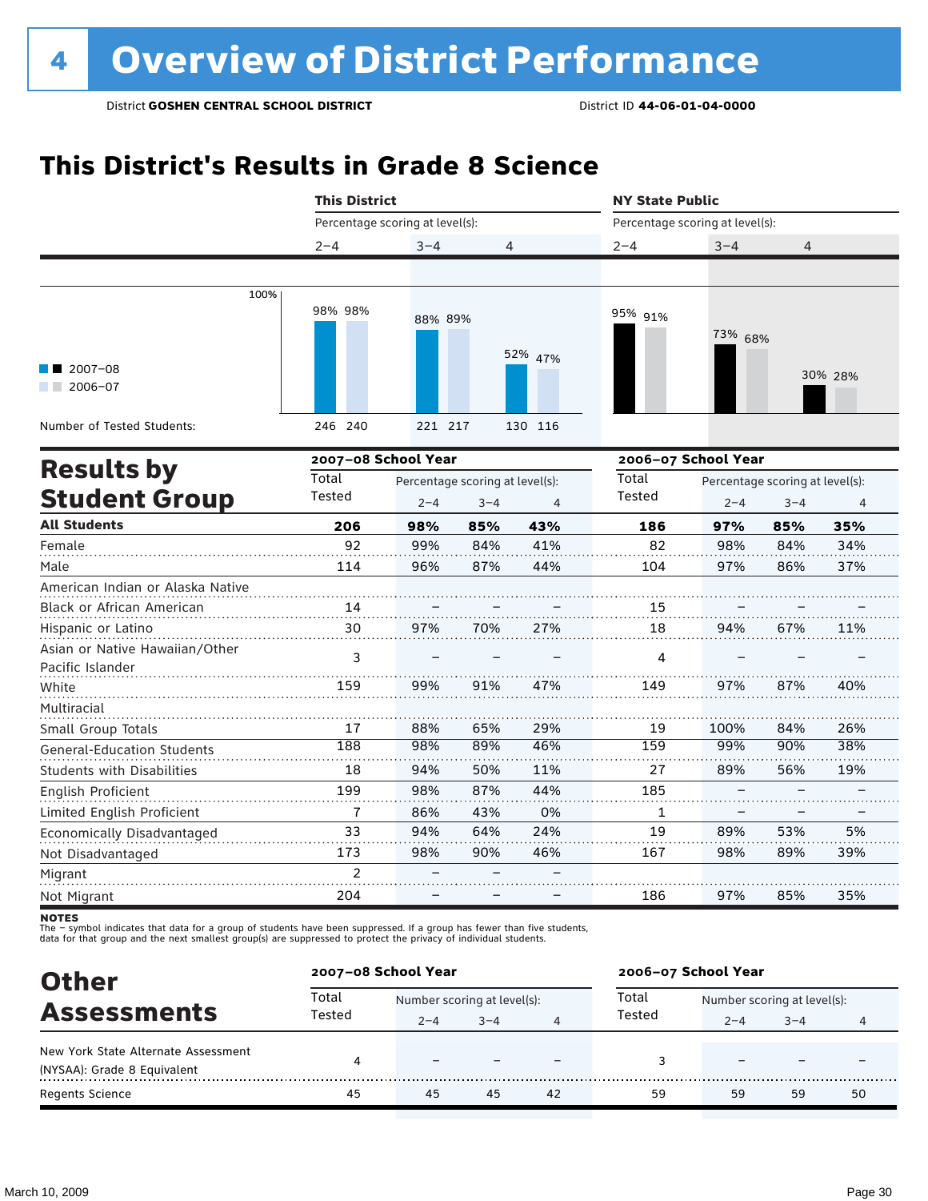# 4 Overview of District Performance

District **GOSHEN CENTRAL SCHOOL DISTRICT** District ID **44-06-01-04-0000**

## This District's Results in Grade 8 Science

| | This District | | | | | | NY State Public | | | | | |
|---|---|---|---|---|---|---|---|---|---|---|---|---|
| | Percentage scoring at level(s): | | | | | | Percentage scoring at level(s): | | | | | |
| | 2–4 | | 3–4 | | 4 | | 2–4 | | 3–4 | | 4 | |
| | 2007–08 | 2006–07 | 2007–08 | 2006–07 | 2007–08 | 2006–07 | 2007–08 | 2006–07 | 2007–08 | 2006–07 | 2007–08 | 2006–07 |
| Percentage | 98% | 98% | 88% | 89% | 52% | 47% | 95% | 91% | 73% | 68% | 30% | 28% |
| Number of Tested Students: | 246 | 240 | 221 | 217 | 130 | 116 | | | | | | |

## Results by Student Group

| | 2007–08 School Year | | | | 2006–07 School Year | | | |
|---|---|---|---|---|---|---|---|---|
| | Total Tested | Percentage scoring at level(s): | | | Total Tested | Percentage scoring at level(s): | | |
| | | 2–4 | 3–4 | 4 | | 2–4 | 3–4 | 4 |
| **All Students** | **206** | **98%** | **85%** | **43%** | **186** | **97%** | **85%** | **35%** |
| Female | 92 | 99% | 84% | 41% | 82 | 98% | 84% | 34% |
| Male | 114 | 96% | 87% | 44% | 104 | 97% | 86% | 37% |
| American Indian or Alaska Native | | | | | | | | |
| Black or African American | 14 | – | – | – | 15 | – | – | – |
| Hispanic or Latino | 30 | 97% | 70% | 27% | 18 | 94% | 67% | 11% |
| Asian or Native Hawaiian/Other Pacific Islander | 3 | – | – | – | 4 | – | – | – |
| White | 159 | 99% | 91% | 47% | 149 | 97% | 87% | 40% |
| Multiracial | | | | | | | | |
| Small Group Totals | 17 | 88% | 65% | 29% | 19 | 100% | 84% | 26% |
| General-Education Students | 188 | 98% | 89% | 46% | 159 | 99% | 90% | 38% |
| Students with Disabilities | 18 | 94% | 50% | 11% | 27 | 89% | 56% | 19% |
| English Proficient | 199 | 98% | 87% | 44% | 185 | – | – | – |
| Limited English Proficient | 7 | 86% | 43% | 0% | 1 | – | – | – |
| Economically Disadvantaged | 33 | 94% | 64% | 24% | 19 | 89% | 53% | 5% |
| Not Disadvantaged | 173 | 98% | 90% | 46% | 167 | 98% | 89% | 39% |
| Migrant | 2 | – | – | – | | | | |
| Not Migrant | 204 | – | – | – | 186 | 97% | 85% | 35% |

**NOTES**
The – symbol indicates that data for a group of students have been suppressed. If a group has fewer than five students, data for that group and the next smallest group(s) are suppressed to protect the privacy of individual students.

## Other Assessments

| | 2007–08 School Year | | | | 2006–07 School Year | | | |
|---|---|---|---|---|---|---|---|---|
| | Total Tested | Number scoring at level(s): | | | Total Tested | Number scoring at level(s): | | |
| | | 2–4 | 3–4 | 4 | | 2–4 | 3–4 | 4 |
| New York State Alternate Assessment (NYSAA): Grade 8 Equivalent | 4 | – | – | – | 3 | – | – | – |
| Regents Science | 45 | 45 | 45 | 42 | 59 | 59 | 59 | 50 |

March 10, 2009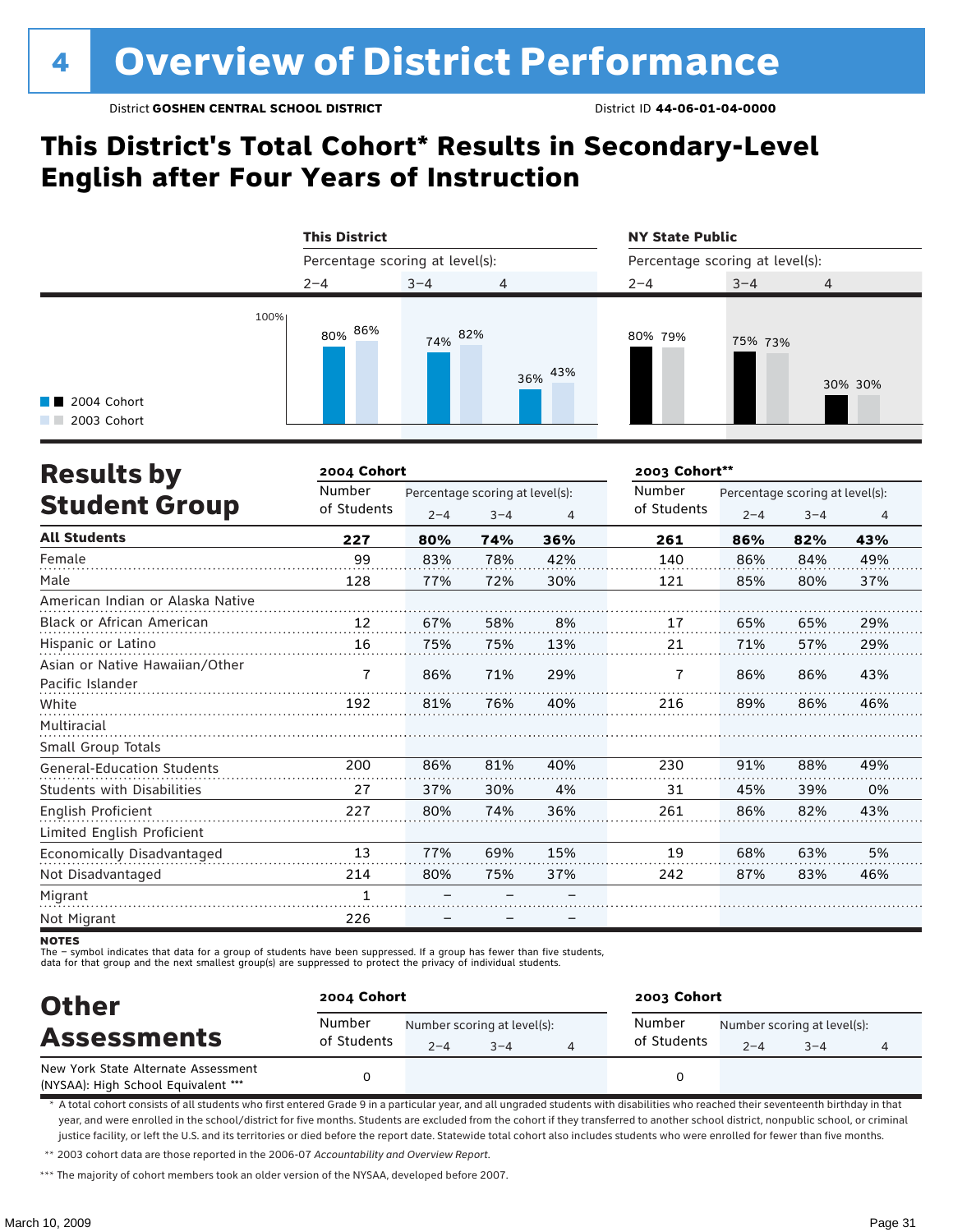# 4 Overview of District Performance

District **GOSHEN CENTRAL SCHOOL DISTRICT** District ID **44-06-01-04-0000**

## This District's Total Cohort* Results in Secondary-Level English after Four Years of Instruction

| | This District | | | NY State Public | | |
|---|---|---|---|---|---|---|
| Percentage scoring at level(s): | 2–4 | 3–4 | 4 | 2–4 | 3–4 | 4 |
| 2004 Cohort | 80% | 74% | 36% | 80% | 75% | 30% |
| 2003 Cohort | 86% | 82% | 43% | 79% | 73% | 30% |

## Results by Student Group

| | 2004 Cohort | | | | 2003 Cohort** | | | |
|---|---|---|---|---|---|---|---|---|
| | Number of Students | Percentage scoring at level(s): 2–4 | 3–4 | 4 | Number of Students | Percentage scoring at level(s): 2–4 | 3–4 | 4 |
| **All Students** | **227** | **80%** | **74%** | **36%** | **261** | **86%** | **82%** | **43%** |
| Female | 99 | 83% | 78% | 42% | 140 | 86% | 84% | 49% |
| Male | 128 | 77% | 72% | 30% | 121 | 85% | 80% | 37% |
| American Indian or Alaska Native | | | | | | | | |
| Black or African American | 12 | 67% | 58% | 8% | 17 | 65% | 65% | 29% |
| Hispanic or Latino | 16 | 75% | 75% | 13% | 21 | 71% | 57% | 29% |
| Asian or Native Hawaiian/Other Pacific Islander | 7 | 86% | 71% | 29% | 7 | 86% | 86% | 43% |
| White | 192 | 81% | 76% | 40% | 216 | 89% | 86% | 46% |
| Multiracial | | | | | | | | |
| Small Group Totals | | | | | | | | |
| General-Education Students | 200 | 86% | 81% | 40% | 230 | 91% | 88% | 49% |
| Students with Disabilities | 27 | 37% | 30% | 4% | 31 | 45% | 39% | 0% |
| English Proficient | 227 | 80% | 74% | 36% | 261 | 86% | 82% | 43% |
| Limited English Proficient | | | | | | | | |
| Economically Disadvantaged | 13 | 77% | 69% | 15% | 19 | 68% | 63% | 5% |
| Not Disadvantaged | 214 | 80% | 75% | 37% | 242 | 87% | 83% | 46% |
| Migrant | 1 | – | – | – | | | | |
| Not Migrant | 226 | – | – | – | | | | |

**NOTES**
The – symbol indicates that data for a group of students have been suppressed. If a group has fewer than five students, data for that group and the next smallest group(s) are suppressed to protect the privacy of individual students.

## Other Assessments

| | 2004 Cohort | | | | 2003 Cohort | | | |
|---|---|---|---|---|---|---|---|---|
| | Number of Students | Number scoring at level(s): 2–4 | 3–4 | 4 | Number of Students | Number scoring at level(s): 2–4 | 3–4 | 4 |
| New York State Alternate Assessment (NYSAA): High School Equivalent *** | 0 | | | | 0 | | | |

\* A total cohort consists of all students who first entered Grade 9 in a particular year, and all ungraded students with disabilities who reached their seventeenth birthday in that year, and were enrolled in the school/district for five months. Students are excluded from the cohort if they transferred to another school district, nonpublic school, or criminal justice facility, or left the U.S. and its territories or died before the report date. Statewide total cohort also includes students who were enrolled for fewer than five months.

\*\* 2003 cohort data are those reported in the 2006-07 *Accountability and Overview Report*.

\*\*\* The majority of cohort members took an older version of the NYSAA, developed before 2007.

March 10, 2009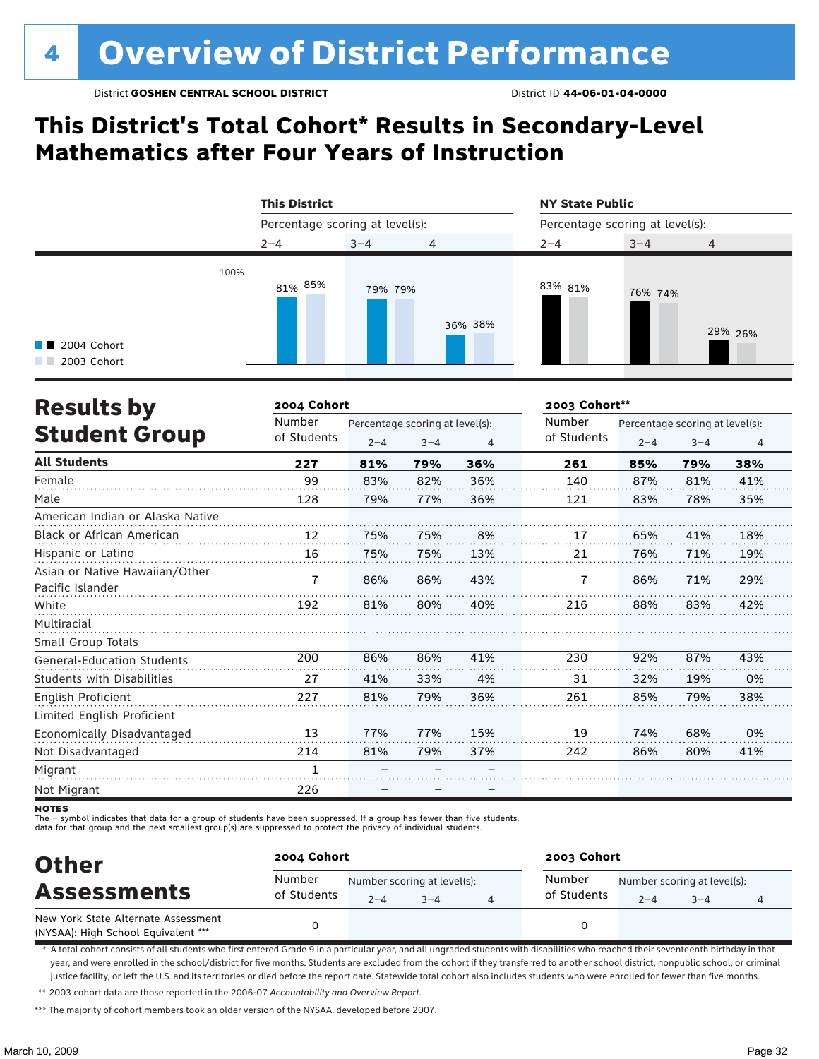# 4 Overview of District Performance

District **GOSHEN CENTRAL SCHOOL DISTRICT** District ID **44-06-01-04-0000**

## This District's Total Cohort* Results in Secondary-Level Mathematics after Four Years of Instruction

This District

Percentage scoring at level(s):

2–4 3–4 4

100%

81% 85%

79% 79%

36% 38%

NY State Public

Percentage scoring at level(s):

2–4 3–4 4

83% 81%

76% 74%

29% 26%

2004 Cohort

2003 Cohort

## Results by Student Group

| | 2004 Cohort | | | | 2003 Cohort** | | | |
|---|---|---|---|---|---|---|---|---|
| | Number of Students | Percentage scoring at level(s): 2–4 | 3–4 | 4 | Number of Students | Percentage scoring at level(s): 2–4 | 3–4 | 4 |
| **All Students** | **227** | **81%** | **79%** | **36%** | **261** | **85%** | **79%** | **38%** |
| Female | 99 | 83% | 82% | 36% | 140 | 87% | 81% | 41% |
| Male | 128 | 79% | 77% | 36% | 121 | 83% | 78% | 35% |
| American Indian or Alaska Native | | | | | | | | |
| Black or African American | 12 | 75% | 75% | 8% | 17 | 65% | 41% | 18% |
| Hispanic or Latino | 16 | 75% | 75% | 13% | 21 | 76% | 71% | 19% |
| Asian or Native Hawaiian/Other Pacific Islander | 7 | 86% | 86% | 43% | 7 | 86% | 71% | 29% |
| White | 192 | 81% | 80% | 40% | 216 | 88% | 83% | 42% |
| Multiracial | | | | | | | | |
| Small Group Totals | | | | | | | | |
| General-Education Students | 200 | 86% | 86% | 41% | 230 | 92% | 87% | 43% |
| Students with Disabilities | 27 | 41% | 33% | 4% | 31 | 32% | 19% | 0% |
| English Proficient | 227 | 81% | 79% | 36% | 261 | 85% | 79% | 38% |
| Limited English Proficient | | | | | | | | |
| Economically Disadvantaged | 13 | 77% | 77% | 15% | 19 | 74% | 68% | 0% |
| Not Disadvantaged | 214 | 81% | 79% | 37% | 242 | 86% | 80% | 41% |
| Migrant | 1 | – | – | – | | | | |
| Not Migrant | 226 | – | – | – | | | | |

**NOTES**

The – symbol indicates that data for a group of students have been suppressed. If a group has fewer than five students, data for that group and the next smallest group(s) are suppressed to protect the privacy of individual students.

## Other Assessments

| | 2004 Cohort | | | | 2003 Cohort | | | |
|---|---|---|---|---|---|---|---|---|
| | Number of Students | Number scoring at level(s): 2–4 | 3–4 | 4 | Number of Students | Number scoring at level(s): 2–4 | 3–4 | 4 |
| New York State Alternate Assessment (NYSAA): High School Equivalent *** | 0 | | | | 0 | | | |

\* A total cohort consists of all students who first entered Grade 9 in a particular year, and all ungraded students with disabilities who reached their seventeenth birthday in that year, and were enrolled in the school/district for five months. Students are excluded from the cohort if they transferred to another school district, nonpublic school, or criminal justice facility, or left the U.S. and its territories or died before the report date. Statewide total cohort also includes students who were enrolled for fewer than five months.

\*\* 2003 cohort data are those reported in the 2006-07 *Accountability and Overview Report*.

\*\*\* The majority of cohort members took an older version of the NYSAA, developed before 2007.

March 10, 2009